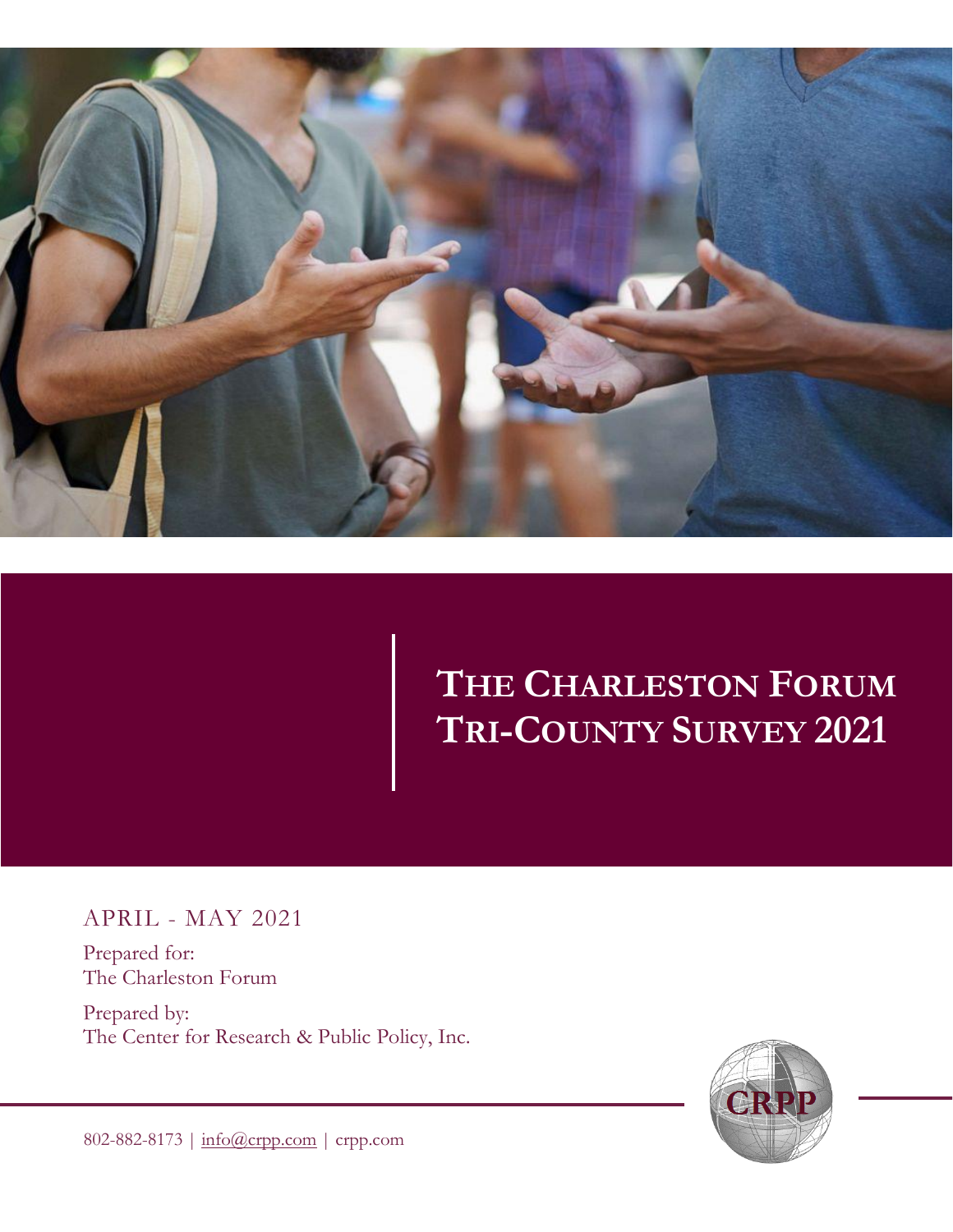# The Charleston Forum Tri-County Survey 2021

APRIL - MAY 2021

Prepared for:
The Charleston Forum

Prepared by:
The Center for Research & Public Policy, Inc.

CRPP

802-882-8173 | info@crpp.com | crpp.com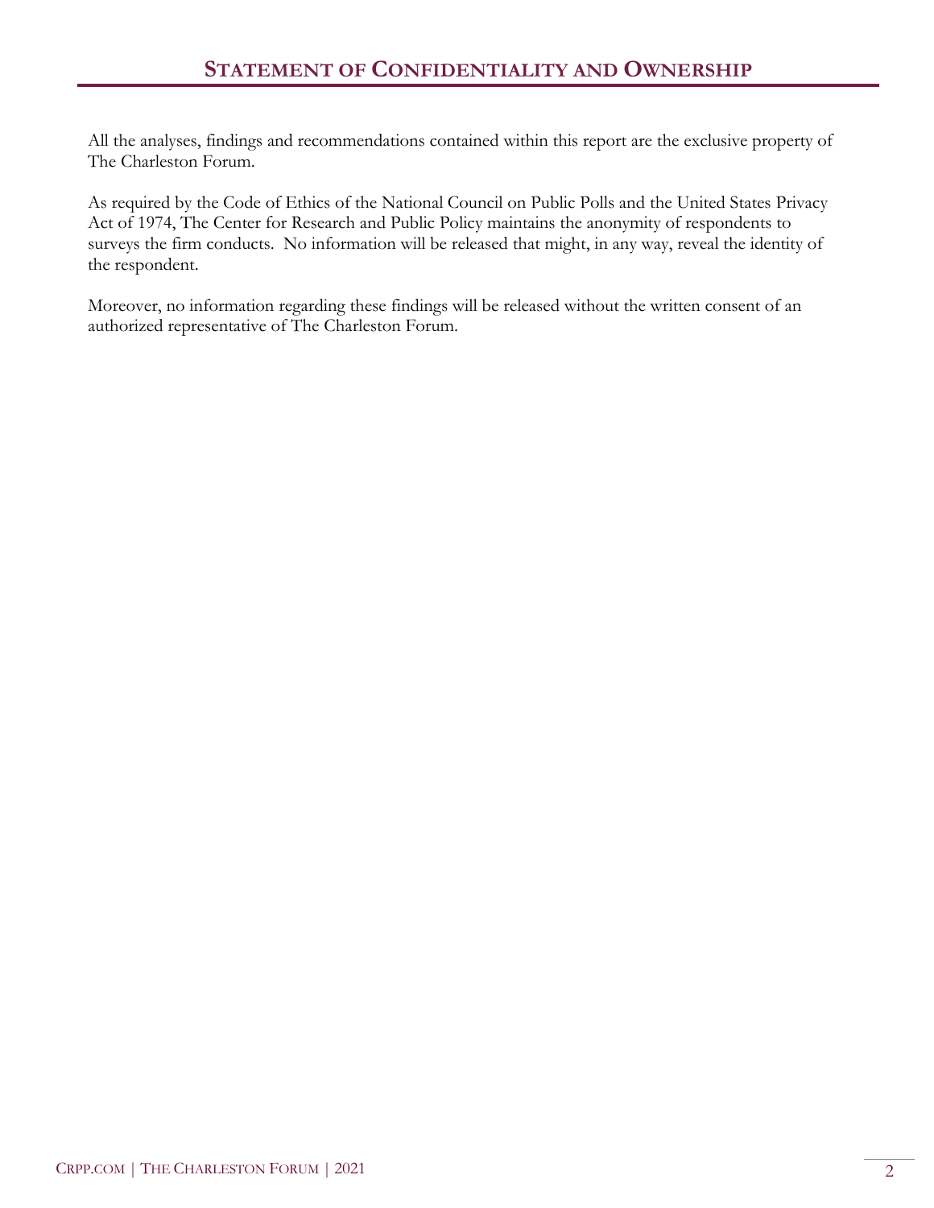## Statement of Confidentiality and Ownership

All the analyses, findings and recommendations contained within this report are the exclusive property of The Charleston Forum.

As required by the Code of Ethics of the National Council on Public Polls and the United States Privacy Act of 1974, The Center for Research and Public Policy maintains the anonymity of respondents to surveys the firm conducts. No information will be released that might, in any way, reveal the identity of the respondent.

Moreover, no information regarding these findings will be released without the written consent of an authorized representative of The Charleston Forum.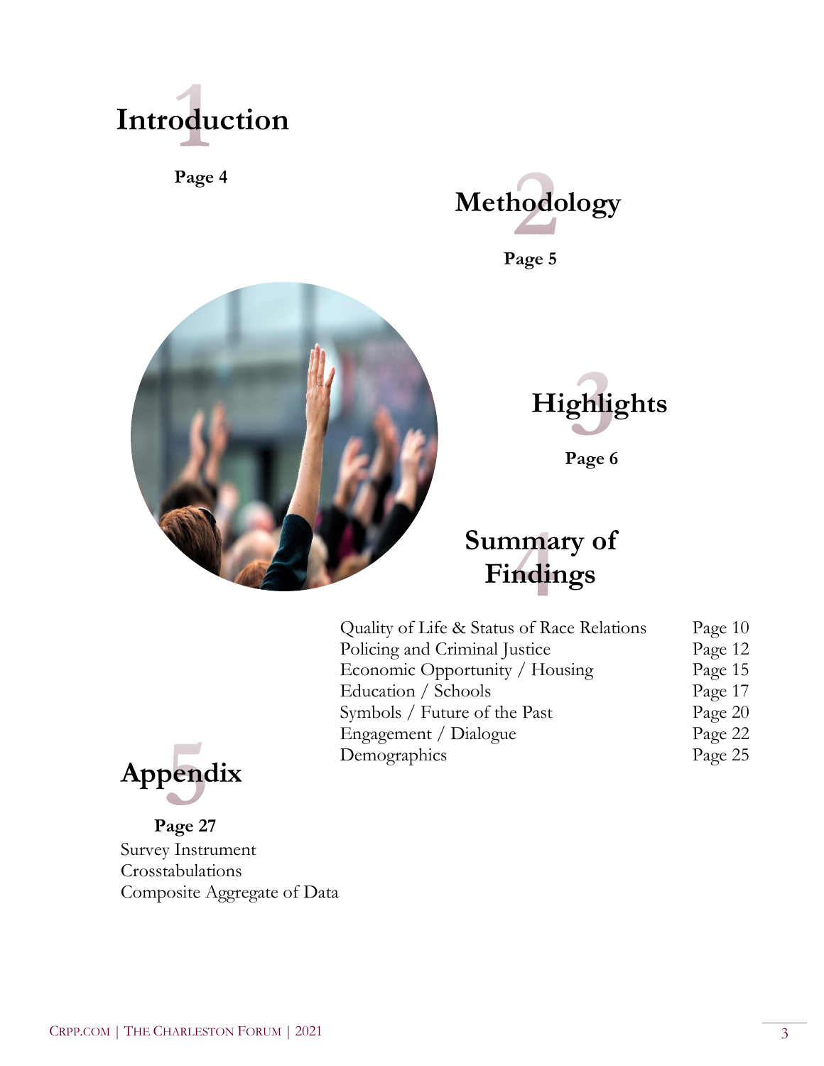# 1 Introduction

**Page 4**

# 2 Methodology

**Page 5**

# 3 Highlights

**Page 6**

# 4 Summary of Findings

| | |
|---|---|
| Quality of Life & Status of Race Relations | Page 10 |
| Policing and Criminal Justice | Page 12 |
| Economic Opportunity / Housing | Page 15 |
| Education / Schools | Page 17 |
| Symbols / Future of the Past | Page 20 |
| Engagement / Dialogue | Page 22 |
| Demographics | Page 25 |

# 5 Appendix

**Page 27**

Survey Instrument
Crosstabulations
Composite Aggregate of Data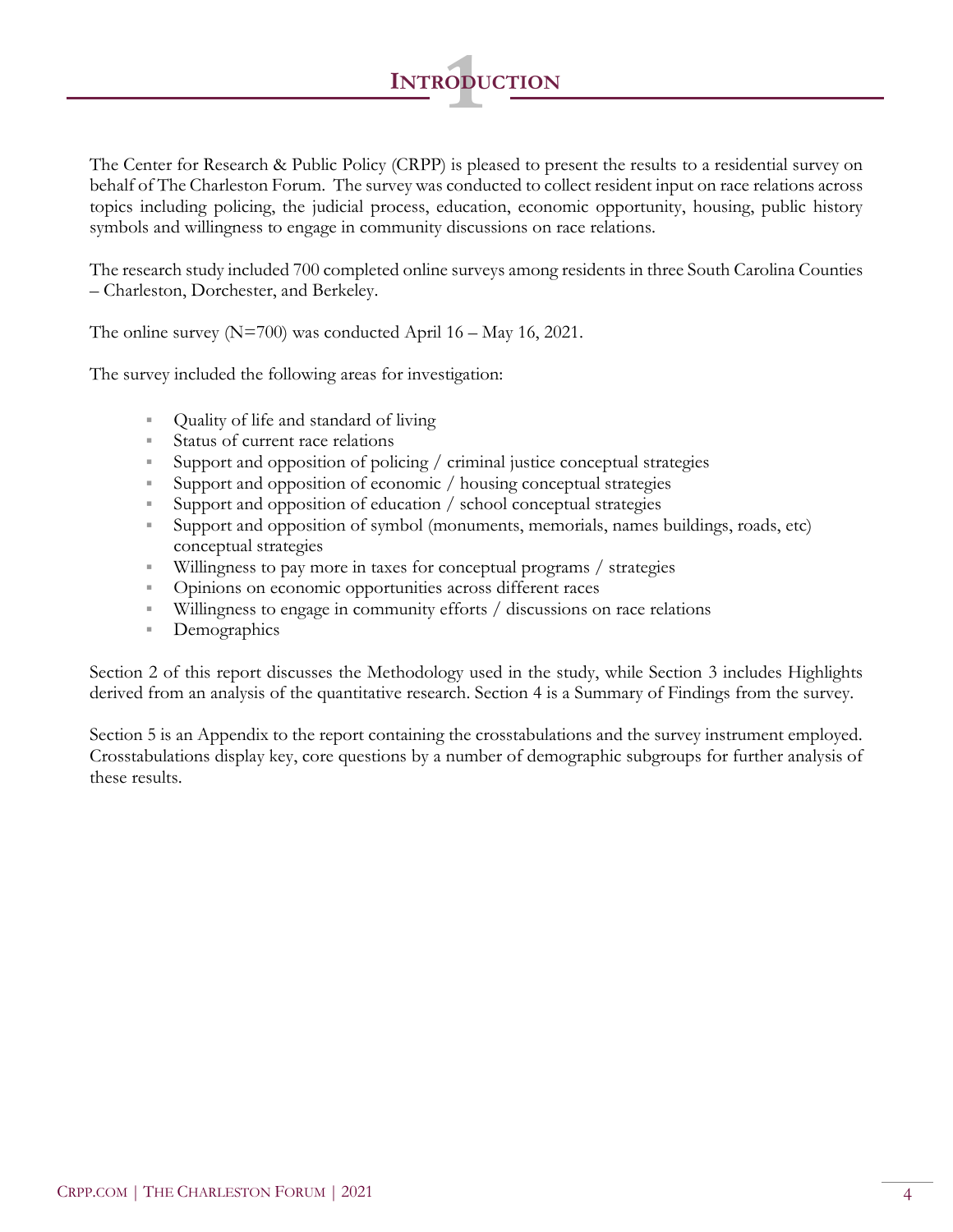# 1 Introduction

The Center for Research & Public Policy (CRPP) is pleased to present the results to a residential survey on behalf of The Charleston Forum. The survey was conducted to collect resident input on race relations across topics including policing, the judicial process, education, economic opportunity, housing, public history symbols and willingness to engage in community discussions on race relations.

The research study included 700 completed online surveys among residents in three South Carolina Counties – Charleston, Dorchester, and Berkeley.

The online survey (N=700) was conducted April 16 – May 16, 2021.

The survey included the following areas for investigation:

- Quality of life and standard of living
- Status of current race relations
- Support and opposition of policing / criminal justice conceptual strategies
- Support and opposition of economic / housing conceptual strategies
- Support and opposition of education / school conceptual strategies
- Support and opposition of symbol (monuments, memorials, names buildings, roads, etc) conceptual strategies
- Willingness to pay more in taxes for conceptual programs / strategies
- Opinions on economic opportunities across different races
- Willingness to engage in community efforts / discussions on race relations
- Demographics

Section 2 of this report discusses the Methodology used in the study, while Section 3 includes Highlights derived from an analysis of the quantitative research. Section 4 is a Summary of Findings from the survey.

Section 5 is an Appendix to the report containing the crosstabulations and the survey instrument employed. Crosstabulations display key, core questions by a number of demographic subgroups for further analysis of these results.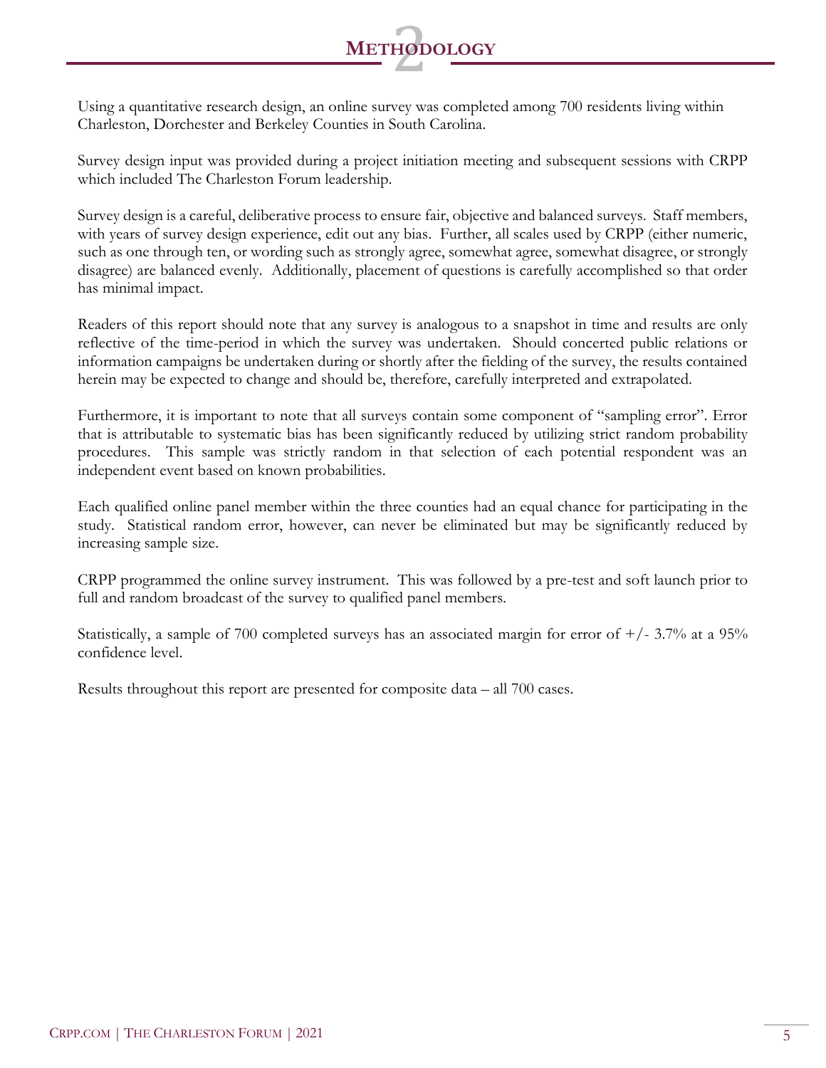# 2 METHODOLOGY

Using a quantitative research design, an online survey was completed among 700 residents living within Charleston, Dorchester and Berkeley Counties in South Carolina.

Survey design input was provided during a project initiation meeting and subsequent sessions with CRPP which included The Charleston Forum leadership.

Survey design is a careful, deliberative process to ensure fair, objective and balanced surveys. Staff members, with years of survey design experience, edit out any bias. Further, all scales used by CRPP (either numeric, such as one through ten, or wording such as strongly agree, somewhat agree, somewhat disagree, or strongly disagree) are balanced evenly. Additionally, placement of questions is carefully accomplished so that order has minimal impact.

Readers of this report should note that any survey is analogous to a snapshot in time and results are only reflective of the time-period in which the survey was undertaken. Should concerted public relations or information campaigns be undertaken during or shortly after the fielding of the survey, the results contained herein may be expected to change and should be, therefore, carefully interpreted and extrapolated.

Furthermore, it is important to note that all surveys contain some component of "sampling error". Error that is attributable to systematic bias has been significantly reduced by utilizing strict random probability procedures. This sample was strictly random in that selection of each potential respondent was an independent event based on known probabilities.

Each qualified online panel member within the three counties had an equal chance for participating in the study. Statistical random error, however, can never be eliminated but may be significantly reduced by increasing sample size.

CRPP programmed the online survey instrument. This was followed by a pre-test and soft launch prior to full and random broadcast of the survey to qualified panel members.

Statistically, a sample of 700 completed surveys has an associated margin for error of +/- 3.7% at a 95% confidence level.

Results throughout this report are presented for composite data – all 700 cases.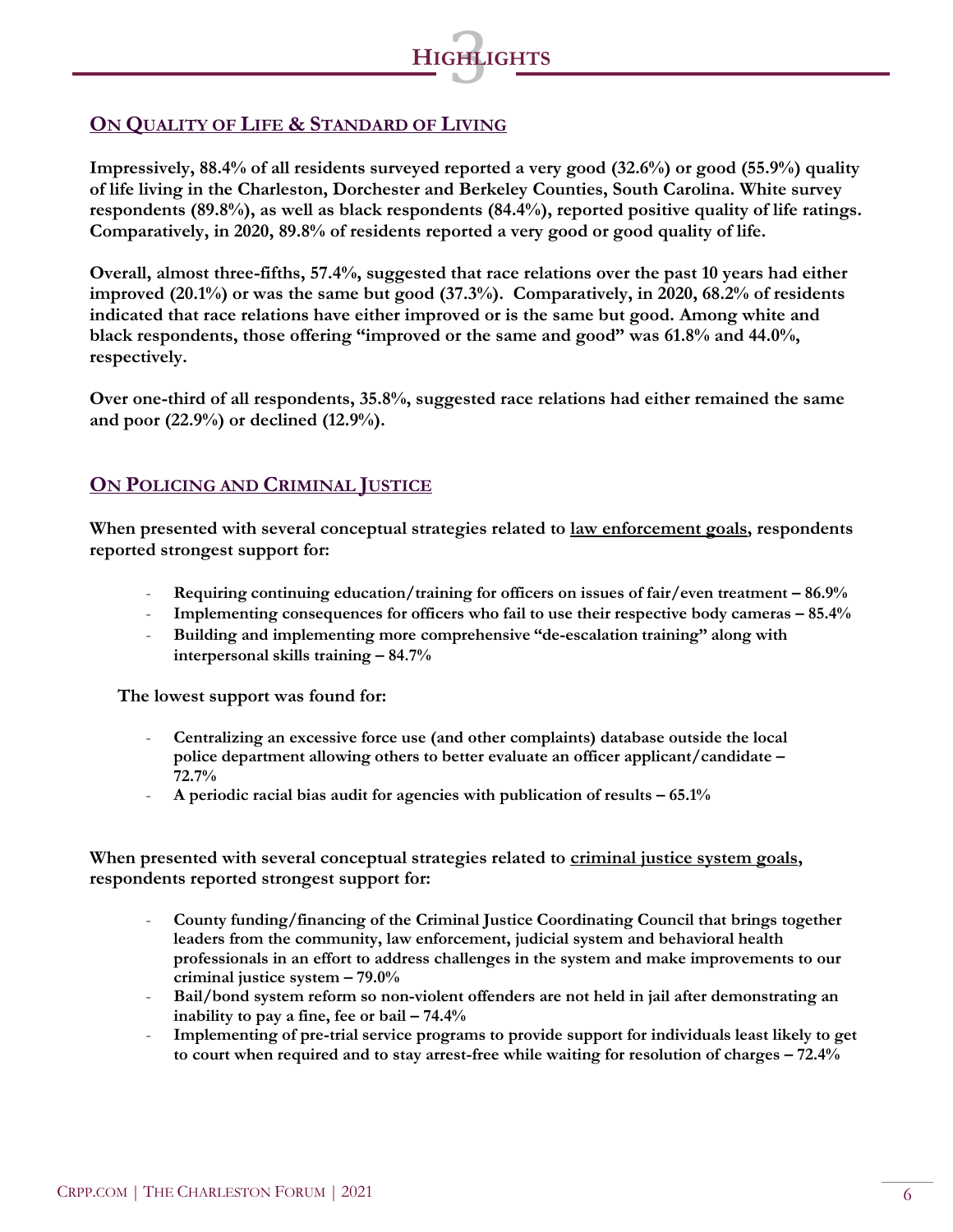# 3 HIGHLIGHTS

## ON QUALITY OF LIFE & STANDARD OF LIVING

**Impressively, 88.4% of all residents surveyed reported a very good (32.6%) or good (55.9%) quality of life living in the Charleston, Dorchester and Berkeley Counties, South Carolina. White survey respondents (89.8%), as well as black respondents (84.4%), reported positive quality of life ratings. Comparatively, in 2020, 89.8% of residents reported a very good or good quality of life.**

**Overall, almost three-fifths, 57.4%, suggested that race relations over the past 10 years had either improved (20.1%) or was the same but good (37.3%). Comparatively, in 2020, 68.2% of residents indicated that race relations have either improved or is the same but good. Among white and black respondents, those offering "improved or the same and good" was 61.8% and 44.0%, respectively.**

**Over one-third of all respondents, 35.8%, suggested race relations had either remained the same and poor (22.9%) or declined (12.9%).**

## ON POLICING AND CRIMINAL JUSTICE

**When presented with several conceptual strategies related to law enforcement goals, respondents reported strongest support for:**

- **Requiring continuing education/training for officers on issues of fair/even treatment – 86.9%**
- **Implementing consequences for officers who fail to use their respective body cameras – 85.4%**
- **Building and implementing more comprehensive "de-escalation training" along with interpersonal skills training – 84.7%**

**The lowest support was found for:**

- **Centralizing an excessive force use (and other complaints) database outside the local police department allowing others to better evaluate an officer applicant/candidate – 72.7%**
- **A periodic racial bias audit for agencies with publication of results – 65.1%**

**When presented with several conceptual strategies related to criminal justice system goals, respondents reported strongest support for:**

- **County funding/financing of the Criminal Justice Coordinating Council that brings together leaders from the community, law enforcement, judicial system and behavioral health professionals in an effort to address challenges in the system and make improvements to our criminal justice system – 79.0%**
- **Bail/bond system reform so non-violent offenders are not held in jail after demonstrating an inability to pay a fine, fee or bail – 74.4%**
- **Implementing of pre-trial service programs to provide support for individuals least likely to get to court when required and to stay arrest-free while waiting for resolution of charges – 72.4%**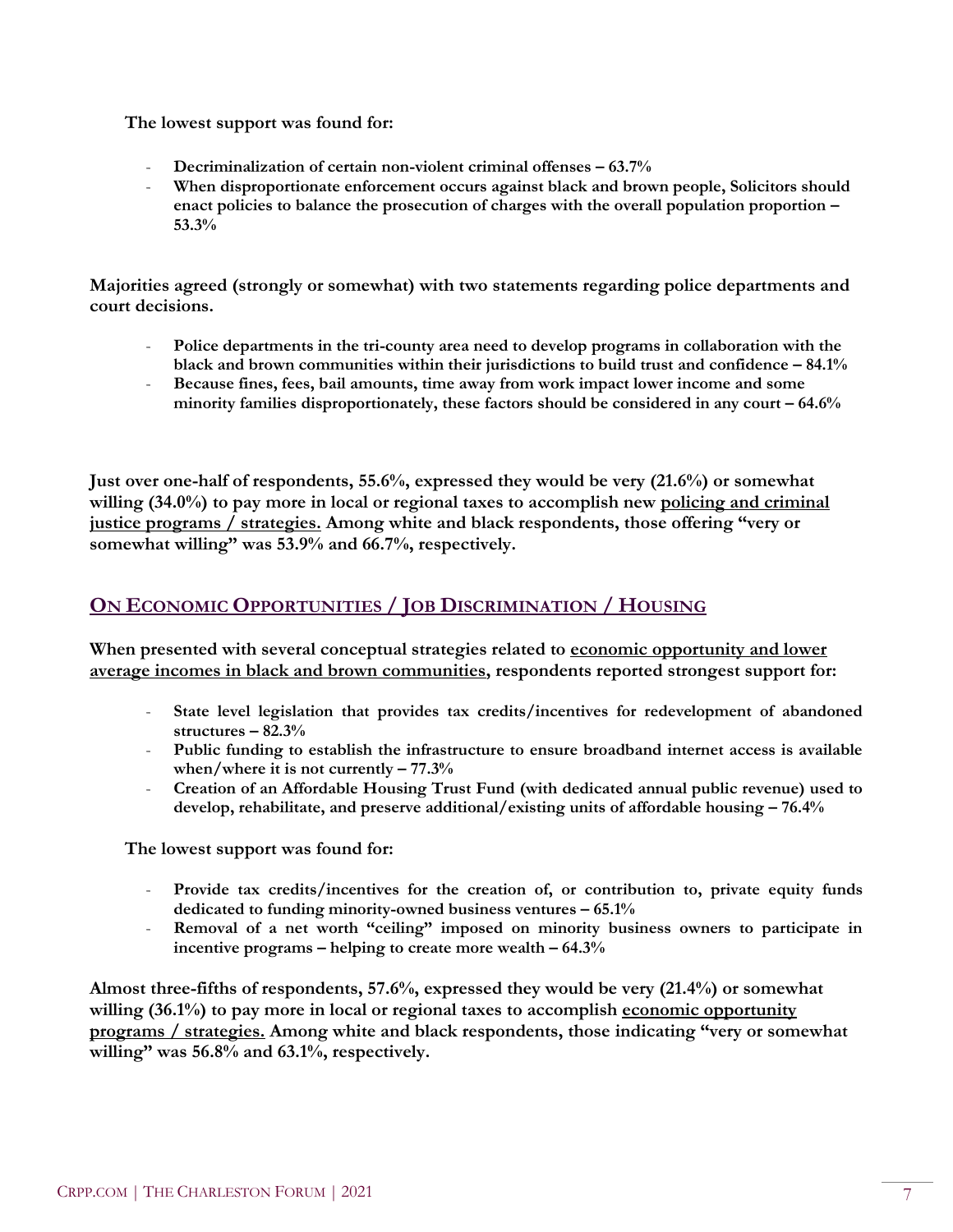**The lowest support was found for:**

- **Decriminalization of certain non-violent criminal offenses – 63.7%**
- **When disproportionate enforcement occurs against black and brown people, Solicitors should enact policies to balance the prosecution of charges with the overall population proportion – 53.3%**

**Majorities agreed (strongly or somewhat) with two statements regarding police departments and court decisions.**

- **Police departments in the tri-county area need to develop programs in collaboration with the black and brown communities within their jurisdictions to build trust and confidence – 84.1%**
- **Because fines, fees, bail amounts, time away from work impact lower income and some minority families disproportionately, these factors should be considered in any court – 64.6%**

**Just over one-half of respondents, 55.6%, expressed they would be very (21.6%) or somewhat willing (34.0%) to pay more in local or regional taxes to accomplish new <u>policing and criminal justice programs / strategies.</u> Among white and black respondents, those offering "very or somewhat willing" was 53.9% and 66.7%, respectively.**

## ON ECONOMIC OPPORTUNITIES / JOB DISCRIMINATION / HOUSING

**When presented with several conceptual strategies related to <u>economic opportunity and lower average incomes in black and brown communities</u>, respondents reported strongest support for:**

- **State level legislation that provides tax credits/incentives for redevelopment of abandoned structures – 82.3%**
- **Public funding to establish the infrastructure to ensure broadband internet access is available when/where it is not currently – 77.3%**
- **Creation of an Affordable Housing Trust Fund (with dedicated annual public revenue) used to develop, rehabilitate, and preserve additional/existing units of affordable housing – 76.4%**

**The lowest support was found for:**

- **Provide tax credits/incentives for the creation of, or contribution to, private equity funds dedicated to funding minority-owned business ventures – 65.1%**
- **Removal of a net worth "ceiling" imposed on minority business owners to participate in incentive programs – helping to create more wealth – 64.3%**

**Almost three-fifths of respondents, 57.6%, expressed they would be very (21.4%) or somewhat willing (36.1%) to pay more in local or regional taxes to accomplish <u>economic opportunity programs / strategies.</u> Among white and black respondents, those indicating "very or somewhat willing" was 56.8% and 63.1%, respectively.**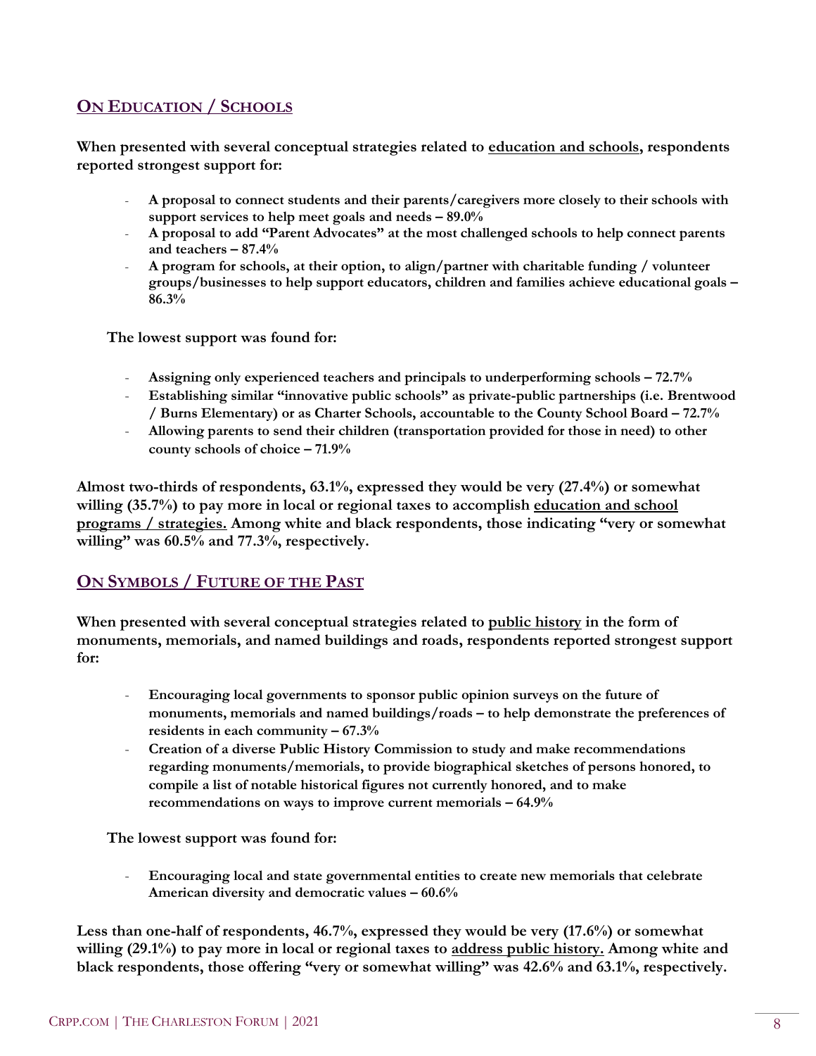## On Education / Schools

**When presented with several conceptual strategies related to <u>education and schools</u>, respondents reported strongest support for:**

- **A proposal to connect students and their parents/caregivers more closely to their schools with support services to help meet goals and needs – 89.0%**
- **A proposal to add "Parent Advocates" at the most challenged schools to help connect parents and teachers – 87.4%**
- **A program for schools, at their option, to align/partner with charitable funding / volunteer groups/businesses to help support educators, children and families achieve educational goals – 86.3%**

**The lowest support was found for:**

- **Assigning only experienced teachers and principals to underperforming schools – 72.7%**
- **Establishing similar "innovative public schools" as private-public partnerships (i.e. Brentwood / Burns Elementary) or as Charter Schools, accountable to the County School Board – 72.7%**
- **Allowing parents to send their children (transportation provided for those in need) to other county schools of choice – 71.9%**

**Almost two-thirds of respondents, 63.1%, expressed they would be very (27.4%) or somewhat willing (35.7%) to pay more in local or regional taxes to accomplish <u>education and school programs / strategies.</u> Among white and black respondents, those indicating "very or somewhat willing" was 60.5% and 77.3%, respectively.**

## On Symbols / Future of the Past

**When presented with several conceptual strategies related to <u>public history</u> in the form of monuments, memorials, and named buildings and roads, respondents reported strongest support for:**

- **Encouraging local governments to sponsor public opinion surveys on the future of monuments, memorials and named buildings/roads – to help demonstrate the preferences of residents in each community – 67.3%**
- **Creation of a diverse Public History Commission to study and make recommendations regarding monuments/memorials, to provide biographical sketches of persons honored, to compile a list of notable historical figures not currently honored, and to make recommendations on ways to improve current memorials – 64.9%**

**The lowest support was found for:**

- **Encouraging local and state governmental entities to create new memorials that celebrate American diversity and democratic values – 60.6%**

**Less than one-half of respondents, 46.7%, expressed they would be very (17.6%) or somewhat willing (29.1%) to pay more in local or regional taxes to <u>address public history.</u> Among white and black respondents, those offering "very or somewhat willing" was 42.6% and 63.1%, respectively.**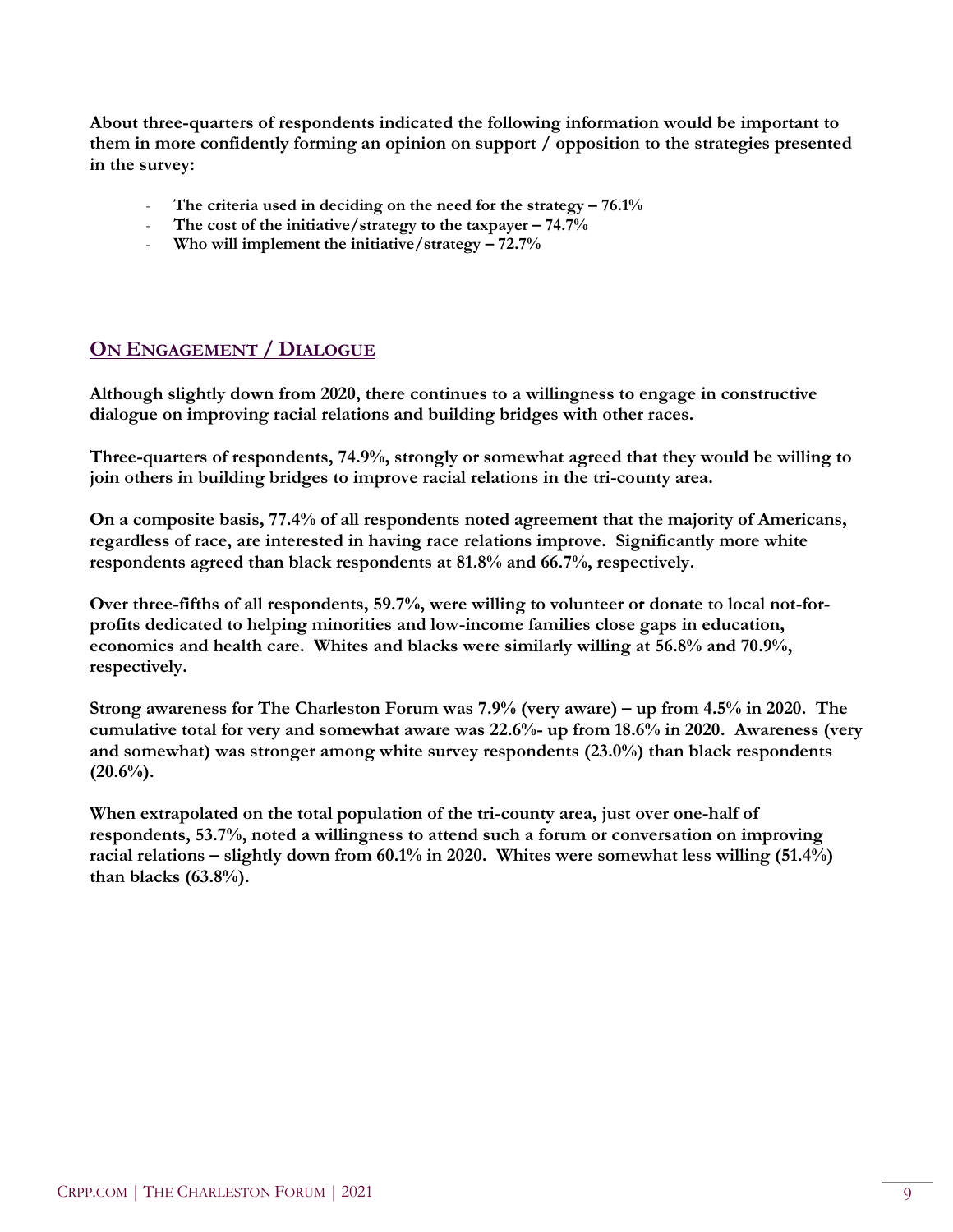**About three-quarters of respondents indicated the following information would be important to them in more confidently forming an opinion on support / opposition to the strategies presented in the survey:**

- **The criteria used in deciding on the need for the strategy – 76.1%**
- **The cost of the initiative/strategy to the taxpayer – 74.7%**
- **Who will implement the initiative/strategy – 72.7%**

## On Engagement / Dialogue

**Although slightly down from 2020, there continues to a willingness to engage in constructive dialogue on improving racial relations and building bridges with other races.**

**Three-quarters of respondents, 74.9%, strongly or somewhat agreed that they would be willing to join others in building bridges to improve racial relations in the tri-county area.**

**On a composite basis, 77.4% of all respondents noted agreement that the majority of Americans, regardless of race, are interested in having race relations improve. Significantly more white respondents agreed than black respondents at 81.8% and 66.7%, respectively.**

**Over three-fifths of all respondents, 59.7%, were willing to volunteer or donate to local not-for-profits dedicated to helping minorities and low-income families close gaps in education, economics and health care. Whites and blacks were similarly willing at 56.8% and 70.9%, respectively.**

**Strong awareness for The Charleston Forum was 7.9% (very aware) – up from 4.5% in 2020. The cumulative total for very and somewhat aware was 22.6%- up from 18.6% in 2020. Awareness (very and somewhat) was stronger among white survey respondents (23.0%) than black respondents (20.6%).**

**When extrapolated on the total population of the tri-county area, just over one-half of respondents, 53.7%, noted a willingness to attend such a forum or conversation on improving racial relations – slightly down from 60.1% in 2020. Whites were somewhat less willing (51.4%) than blacks (63.8%).**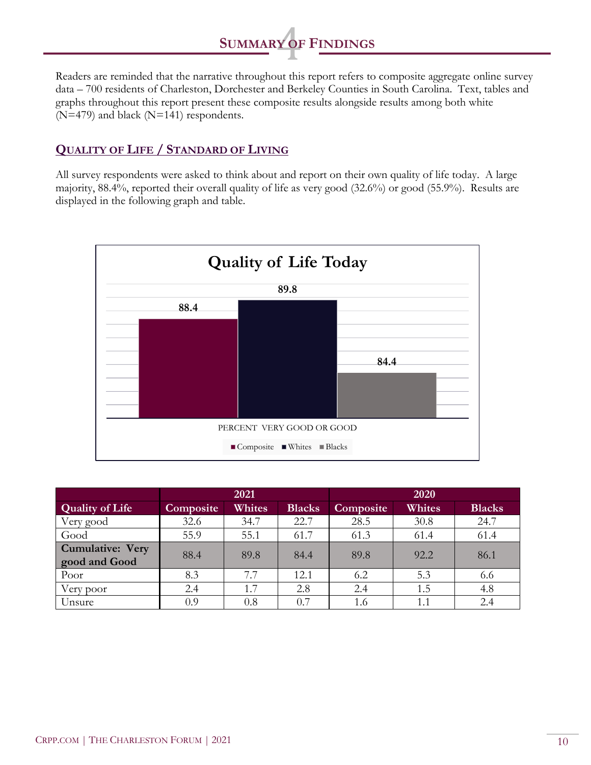# 4 SUMMARY OF FINDINGS

Readers are reminded that the narrative throughout this report refers to composite aggregate online survey data – 700 residents of Charleston, Dorchester and Berkeley Counties in South Carolina. Text, tables and graphs throughout this report present these composite results alongside results among both white (N=479) and black (N=141) respondents.

## QUALITY OF LIFE / STANDARD OF LIVING

All survey respondents were asked to think about and report on their own quality of life today. A large majority, 88.4%, reported their overall quality of life as very good (32.6%) or good (55.9%). Results are displayed in the following graph and table.

**Quality of Life Today**

| PERCENT VERY GOOD OR GOOD | Composite | Whites | Blacks |
|---|---|---|---|
| | 88.4 | 89.8 | 84.4 |

| | 2021 | | | 2020 | | |
|---|---|---|---|---|---|---|
| **Quality of Life** | **Composite** | **Whites** | **Blacks** | **Composite** | **Whites** | **Blacks** |
| Very good | 32.6 | 34.7 | 22.7 | 28.5 | 30.8 | 24.7 |
| Good | 55.9 | 55.1 | 61.7 | 61.3 | 61.4 | 61.4 |
| **Cumulative: Very good and Good** | 88.4 | 89.8 | 84.4 | 89.8 | 92.2 | 86.1 |
| Poor | 8.3 | 7.7 | 12.1 | 6.2 | 5.3 | 6.6 |
| Very poor | 2.4 | 1.7 | 2.8 | 2.4 | 1.5 | 4.8 |
| Unsure | 0.9 | 0.8 | 0.7 | 1.6 | 1.1 | 2.4 |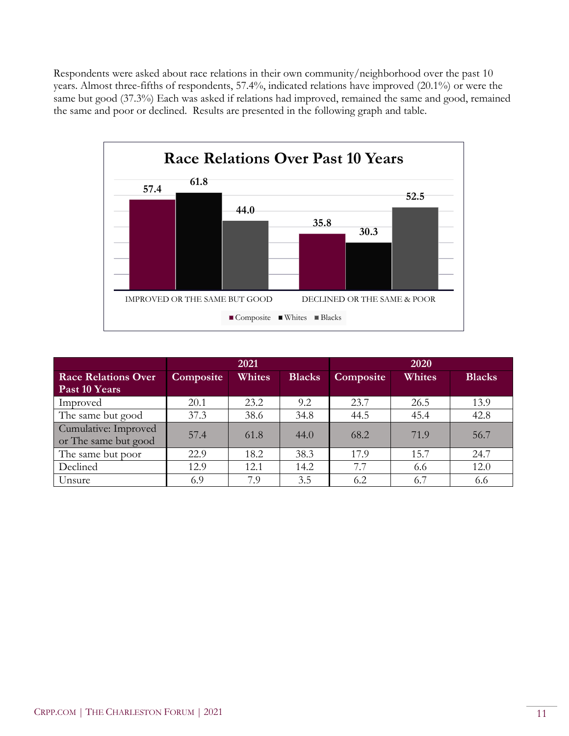Respondents were asked about race relations in their own community/neighborhood over the past 10 years. Almost three-fifths of respondents, 57.4%, indicated relations have improved (20.1%) or were the same but good (37.3%) Each was asked if relations had improved, remained the same and good, remained the same and poor or declined. Results are presented in the following graph and table.

**Race Relations Over Past 10 Years**

| | Composite | Whites | Blacks |
|---|---|---|---|
| IMPROVED OR THE SAME BUT GOOD | 57.4 | 61.8 | 44.0 |
| DECLINED OR THE SAME & POOR | 35.8 | 30.3 | 52.5 |

| | 2021 | | | 2020 | | |
|---|---|---|---|---|---|---|
| **Race Relations Over Past 10 Years** | **Composite** | **Whites** | **Blacks** | **Composite** | **Whites** | **Blacks** |
| Improved | 20.1 | 23.2 | 9.2 | 23.7 | 26.5 | 13.9 |
| The same but good | 37.3 | 38.6 | 34.8 | 44.5 | 45.4 | 42.8 |
| Cumulative: Improved or The same but good | 57.4 | 61.8 | 44.0 | 68.2 | 71.9 | 56.7 |
| The same but poor | 22.9 | 18.2 | 38.3 | 17.9 | 15.7 | 24.7 |
| Declined | 12.9 | 12.1 | 14.2 | 7.7 | 6.6 | 12.0 |
| Unsure | 6.9 | 7.9 | 3.5 | 6.2 | 6.7 | 6.6 |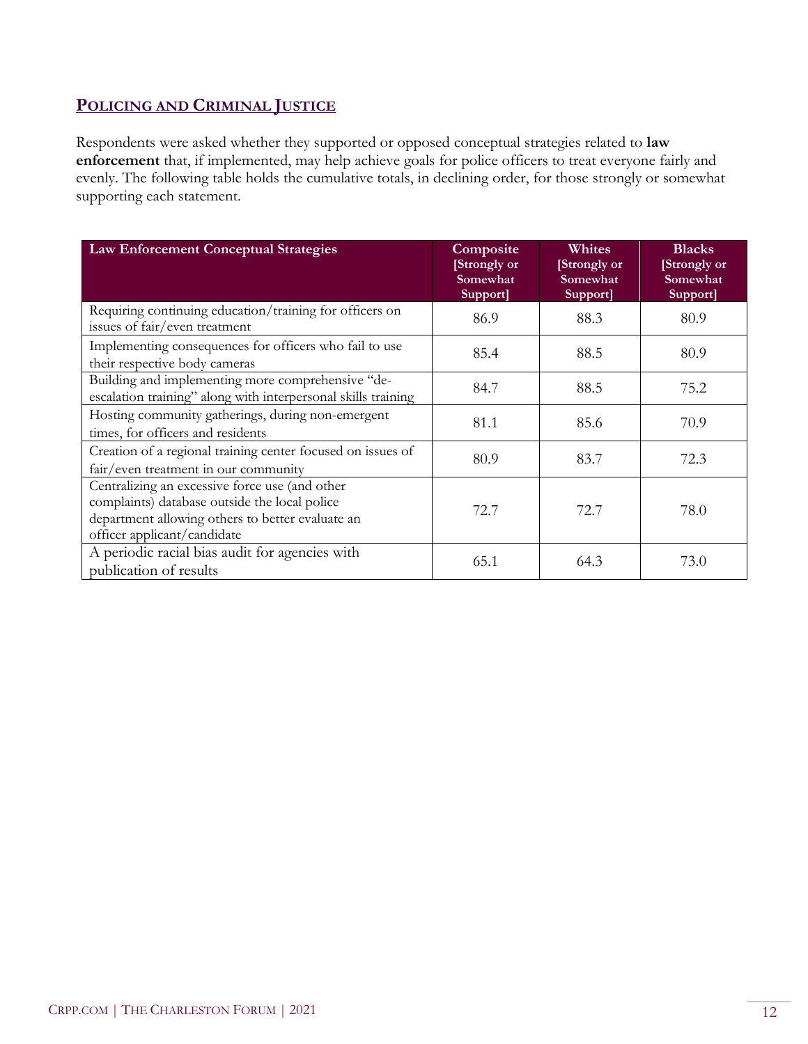## POLICING AND CRIMINAL JUSTICE

Respondents were asked whether they supported or opposed conceptual strategies related to **law enforcement** that, if implemented, may help achieve goals for police officers to treat everyone fairly and evenly. The following table holds the cumulative totals, in declining order, for those strongly or somewhat supporting each statement.

| Law Enforcement Conceptual Strategies | Composite [Strongly or Somewhat Support] | Whites [Strongly or Somewhat Support] | Blacks [Strongly or Somewhat Support] |
|---|---|---|---|
| Requiring continuing education/training for officers on issues of fair/even treatment | 86.9 | 88.3 | 80.9 |
| Implementing consequences for officers who fail to use their respective body cameras | 85.4 | 88.5 | 80.9 |
| Building and implementing more comprehensive "de-escalation training" along with interpersonal skills training | 84.7 | 88.5 | 75.2 |
| Hosting community gatherings, during non-emergent times, for officers and residents | 81.1 | 85.6 | 70.9 |
| Creation of a regional training center focused on issues of fair/even treatment in our community | 80.9 | 83.7 | 72.3 |
| Centralizing an excessive force use (and other complaints) database outside the local police department allowing others to better evaluate an officer applicant/candidate | 72.7 | 72.7 | 78.0 |
| A periodic racial bias audit for agencies with publication of results | 65.1 | 64.3 | 73.0 |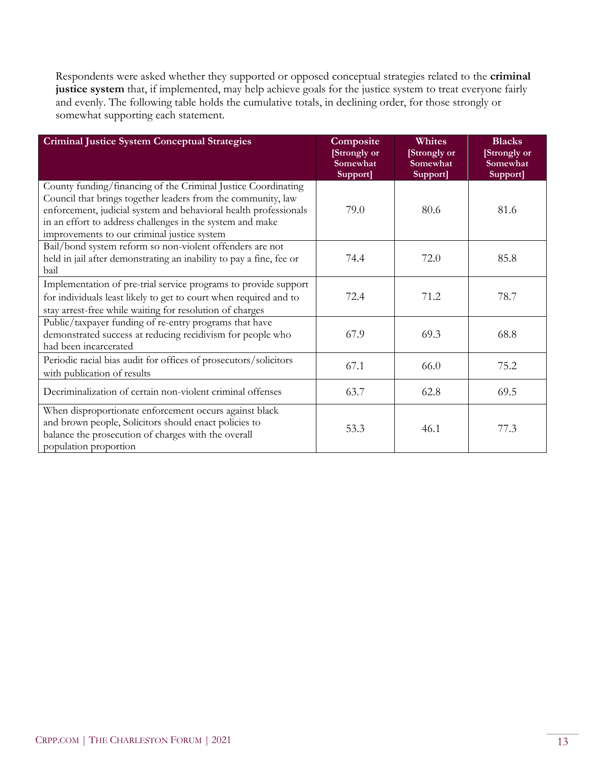Respondents were asked whether they supported or opposed conceptual strategies related to the **criminal justice system** that, if implemented, may help achieve goals for the justice system to treat everyone fairly and evenly. The following table holds the cumulative totals, in declining order, for those strongly or somewhat supporting each statement.

| Criminal Justice System Conceptual Strategies | Composite [Strongly or Somewhat Support] | Whites [Strongly or Somewhat Support] | Blacks [Strongly or Somewhat Support] |
|---|---|---|---|
| County funding/financing of the Criminal Justice Coordinating Council that brings together leaders from the community, law enforcement, judicial system and behavioral health professionals in an effort to address challenges in the system and make improvements to our criminal justice system | 79.0 | 80.6 | 81.6 |
| Bail/bond system reform so non-violent offenders are not held in jail after demonstrating an inability to pay a fine, fee or bail | 74.4 | 72.0 | 85.8 |
| Implementation of pre-trial service programs to provide support for individuals least likely to get to court when required and to stay arrest-free while waiting for resolution of charges | 72.4 | 71.2 | 78.7 |
| Public/taxpayer funding of re-entry programs that have demonstrated success at reducing recidivism for people who had been incarcerated | 67.9 | 69.3 | 68.8 |
| Periodic racial bias audit for offices of prosecutors/solicitors with publication of results | 67.1 | 66.0 | 75.2 |
| Decriminalization of certain non-violent criminal offenses | 63.7 | 62.8 | 69.5 |
| When disproportionate enforcement occurs against black and brown people, Solicitors should enact policies to balance the prosecution of charges with the overall population proportion | 53.3 | 46.1 | 77.3 |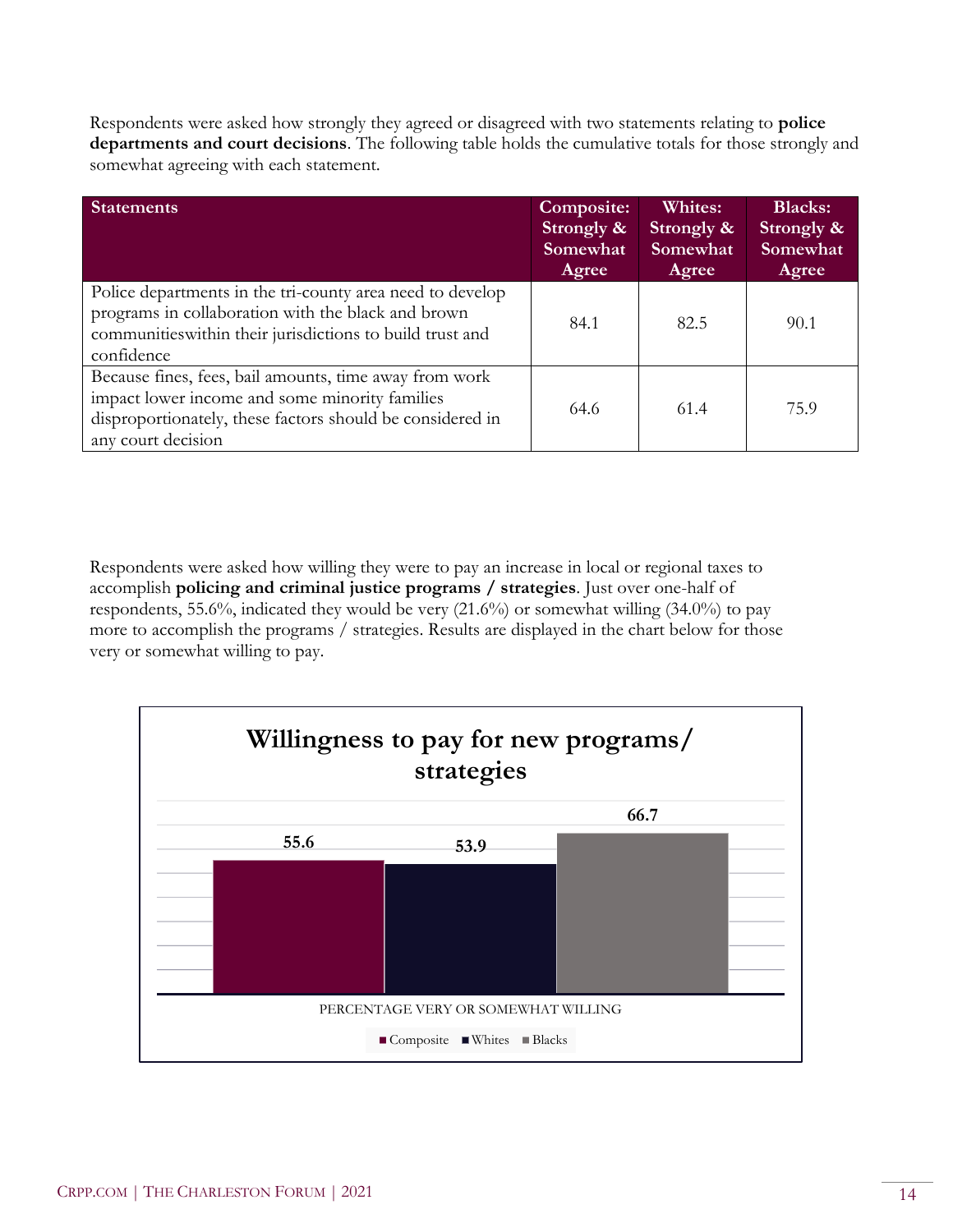Respondents were asked how strongly they agreed or disagreed with two statements relating to **police departments and court decisions**. The following table holds the cumulative totals for those strongly and somewhat agreeing with each statement.

| Statements | Composite: Strongly & Somewhat Agree | Whites: Strongly & Somewhat Agree | Blacks: Strongly & Somewhat Agree |
|---|---|---|---|
| Police departments in the tri-county area need to develop programs in collaboration with the black and brown communitieswithin their jurisdictions to build trust and confidence | 84.1 | 82.5 | 90.1 |
| Because fines, fees, bail amounts, time away from work impact lower income and some minority families disproportionately, these factors should be considered in any court decision | 64.6 | 61.4 | 75.9 |

Respondents were asked how willing they were to pay an increase in local or regional taxes to accomplish **policing and criminal justice programs / strategies**. Just over one-half of respondents, 55.6%, indicated they would be very (21.6%) or somewhat willing (34.0%) to pay more to accomplish the programs / strategies. Results are displayed in the chart below for those very or somewhat willing to pay.

**Willingness to pay for new programs/ strategies**

| | Composite | Whites | Blacks |
|---|---|---|---|
| Percentage very or somewhat willing | 55.6 | 53.9 | 66.7 |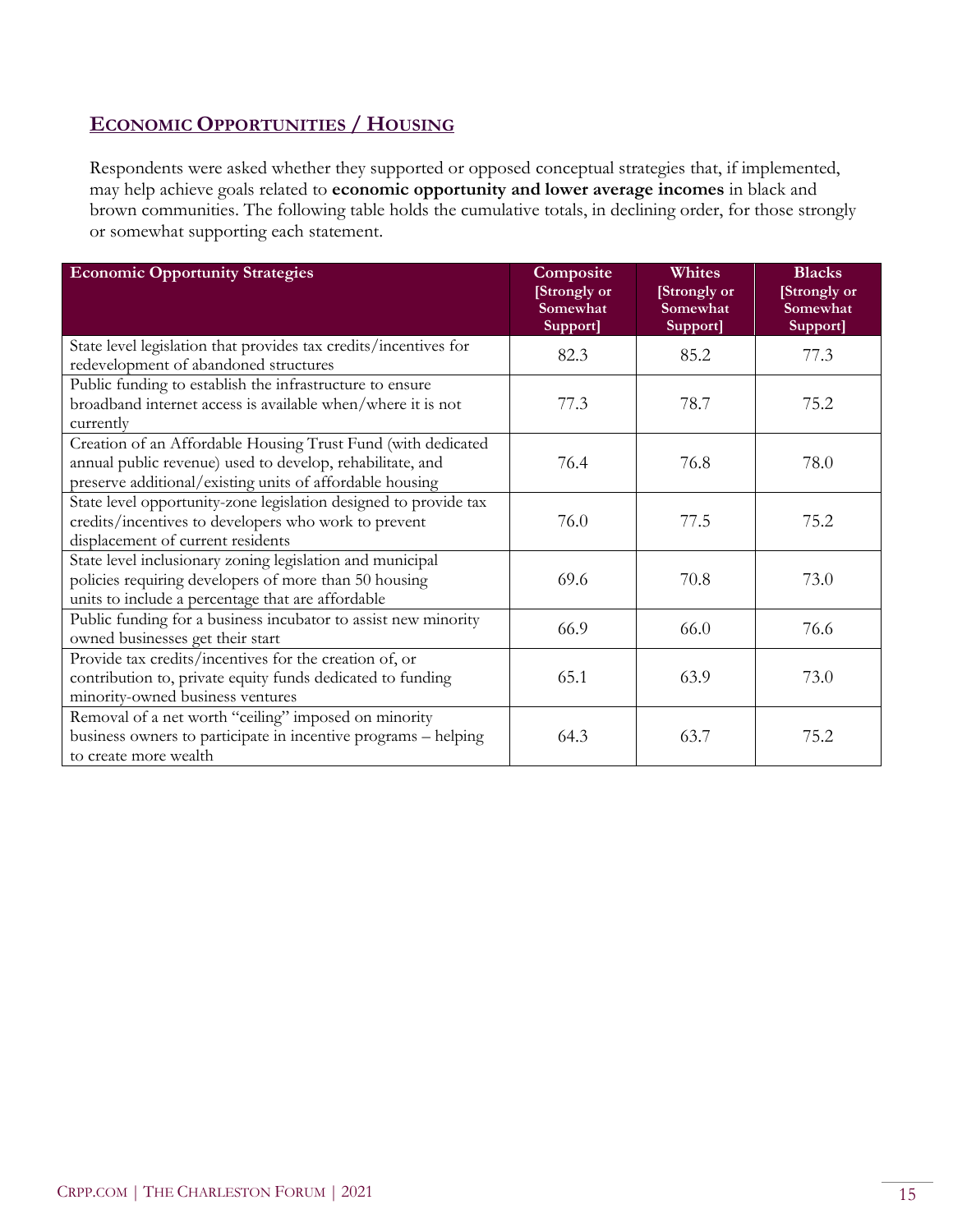## ECONOMIC OPPORTUNITIES / HOUSING

Respondents were asked whether they supported or opposed conceptual strategies that, if implemented, may help achieve goals related to **economic opportunity and lower average incomes** in black and brown communities. The following table holds the cumulative totals, in declining order, for those strongly or somewhat supporting each statement.

| Economic Opportunity Strategies | Composite [Strongly or Somewhat Support] | Whites [Strongly or Somewhat Support] | Blacks [Strongly or Somewhat Support] |
|---|---|---|---|
| State level legislation that provides tax credits/incentives for redevelopment of abandoned structures | 82.3 | 85.2 | 77.3 |
| Public funding to establish the infrastructure to ensure broadband internet access is available when/where it is not currently | 77.3 | 78.7 | 75.2 |
| Creation of an Affordable Housing Trust Fund (with dedicated annual public revenue) used to develop, rehabilitate, and preserve additional/existing units of affordable housing | 76.4 | 76.8 | 78.0 |
| State level opportunity-zone legislation designed to provide tax credits/incentives to developers who work to prevent displacement of current residents | 76.0 | 77.5 | 75.2 |
| State level inclusionary zoning legislation and municipal policies requiring developers of more than 50 housing units to include a percentage that are affordable | 69.6 | 70.8 | 73.0 |
| Public funding for a business incubator to assist new minority owned businesses get their start | 66.9 | 66.0 | 76.6 |
| Provide tax credits/incentives for the creation of, or contribution to, private equity funds dedicated to funding minority-owned business ventures | 65.1 | 63.9 | 73.0 |
| Removal of a net worth "ceiling" imposed on minority business owners to participate in incentive programs – helping to create more wealth | 64.3 | 63.7 | 75.2 |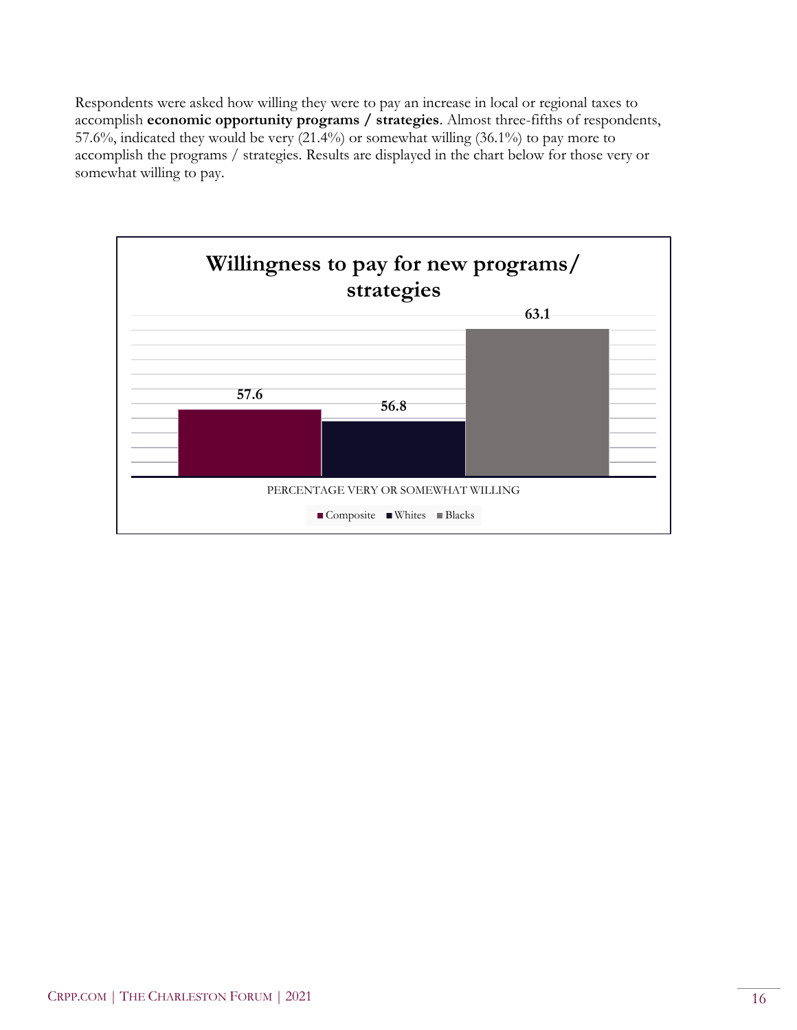Respondents were asked how willing they were to pay an increase in local or regional taxes to accomplish **economic opportunity programs / strategies**. Almost three-fifths of respondents, 57.6%, indicated they would be very (21.4%) or somewhat willing (36.1%) to pay more to accomplish the programs / strategies. Results are displayed in the chart below for those very or somewhat willing to pay.

**Willingness to pay for new programs/ strategies**

| | Composite | Whites | Blacks |
|---|---|---|---|
| PERCENTAGE VERY OR SOMEWHAT WILLING | 57.6 | 56.8 | 63.1 |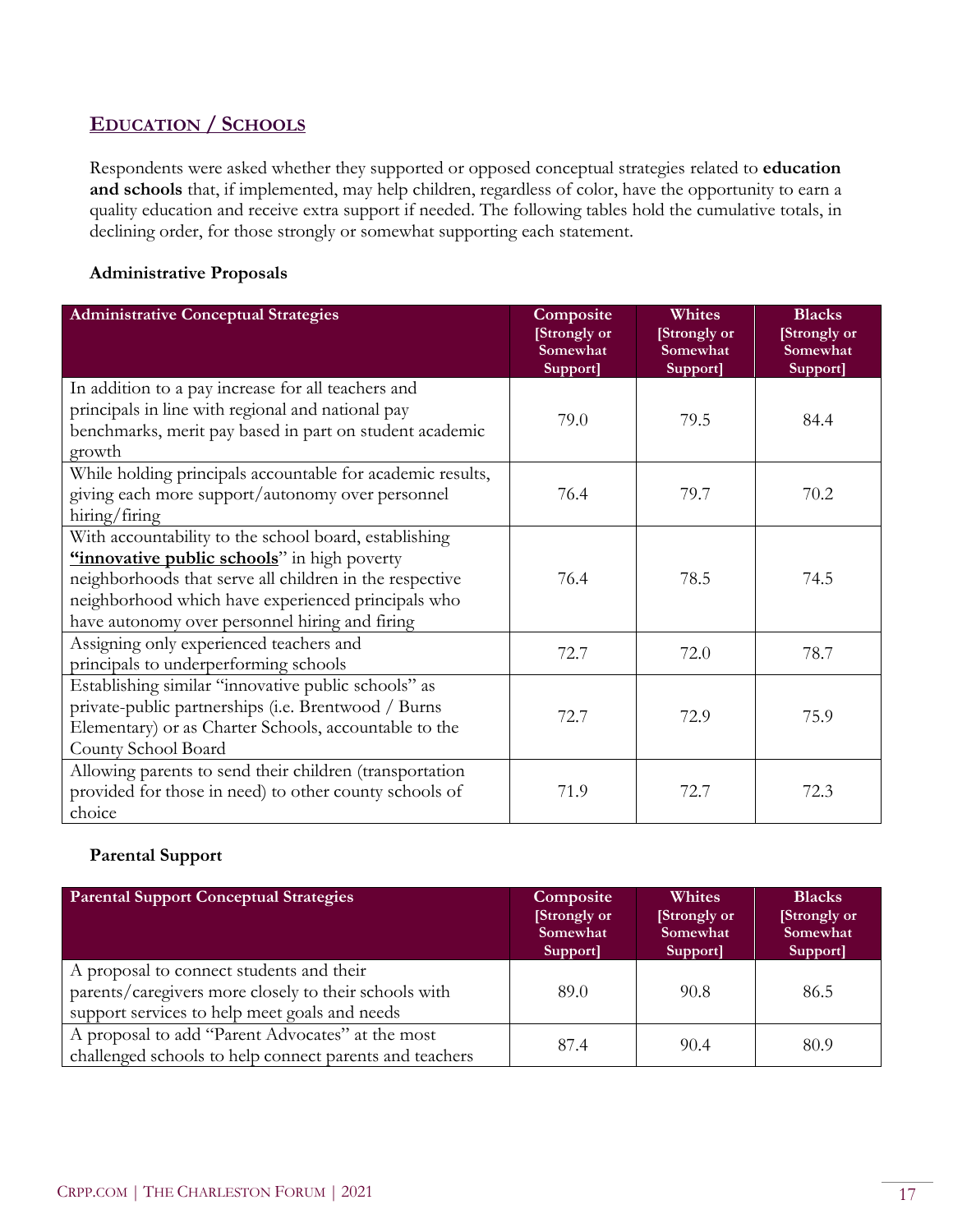## Education / Schools

Respondents were asked whether they supported or opposed conceptual strategies related to **education and schools** that, if implemented, may help children, regardless of color, have the opportunity to earn a quality education and receive extra support if needed. The following tables hold the cumulative totals, in declining order, for those strongly or somewhat supporting each statement.

### Administrative Proposals

| Administrative Conceptual Strategies | Composite [Strongly or Somewhat Support] | Whites [Strongly or Somewhat Support] | Blacks [Strongly or Somewhat Support] |
|---|---|---|---|
| In addition to a pay increase for all teachers and principals in line with regional and national pay benchmarks, merit pay based in part on student academic growth | 79.0 | 79.5 | 84.4 |
| While holding principals accountable for academic results, giving each more support/autonomy over personnel hiring/firing | 76.4 | 79.7 | 70.2 |
| With accountability to the school board, establishing **"innovative public schools"** in high poverty neighborhoods that serve all children in the respective neighborhood which have experienced principals who have autonomy over personnel hiring and firing | 76.4 | 78.5 | 74.5 |
| Assigning only experienced teachers and principals to underperforming schools | 72.7 | 72.0 | 78.7 |
| Establishing similar "innovative public schools" as private-public partnerships (i.e. Brentwood / Burns Elementary) or as Charter Schools, accountable to the County School Board | 72.7 | 72.9 | 75.9 |
| Allowing parents to send their children (transportation provided for those in need) to other county schools of choice | 71.9 | 72.7 | 72.3 |

### Parental Support

| Parental Support Conceptual Strategies | Composite [Strongly or Somewhat Support] | Whites [Strongly or Somewhat Support] | Blacks [Strongly or Somewhat Support] |
|---|---|---|---|
| A proposal to connect students and their parents/caregivers more closely to their schools with support services to help meet goals and needs | 89.0 | 90.8 | 86.5 |
| A proposal to add "Parent Advocates" at the most challenged schools to help connect parents and teachers | 87.4 | 90.4 | 80.9 |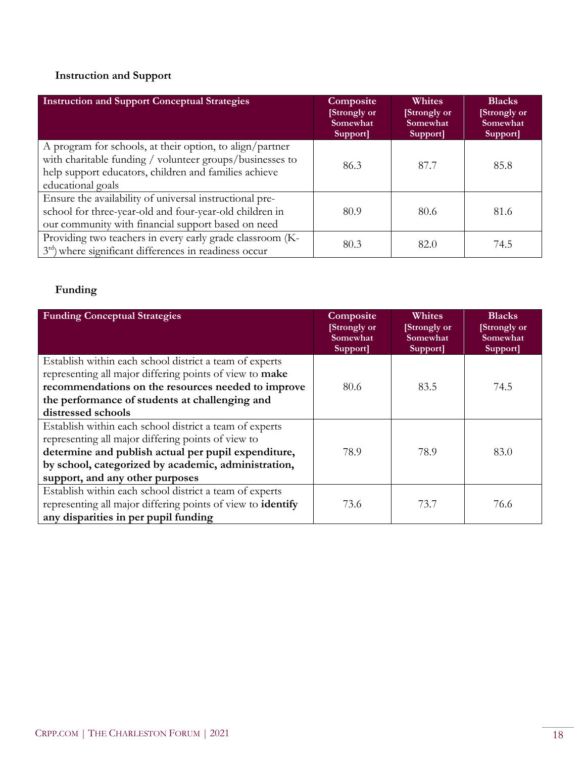### Instruction and Support

| Instruction and Support Conceptual Strategies | Composite [Strongly or Somewhat Support] | Whites [Strongly or Somewhat Support] | Blacks [Strongly or Somewhat Support] |
|---|---|---|---|
| A program for schools, at their option, to align/partner with charitable funding / volunteer groups/businesses to help support educators, children and families achieve educational goals | 86.3 | 87.7 | 85.8 |
| Ensure the availability of universal instructional pre-school for three-year-old and four-year-old children in our community with financial support based on need | 80.9 | 80.6 | 81.6 |
| Providing two teachers in every early grade classroom (K-3rd) where significant differences in readiness occur | 80.3 | 82.0 | 74.5 |

### Funding

| Funding Conceptual Strategies | Composite [Strongly or Somewhat Support] | Whites [Strongly or Somewhat Support] | Blacks [Strongly or Somewhat Support] |
|---|---|---|---|
| Establish within each school district a team of experts representing all major differing points of view to **make recommendations on the resources needed to improve the performance of students at challenging and distressed schools** | 80.6 | 83.5 | 74.5 |
| Establish within each school district a team of experts representing all major differing points of view to **determine and publish actual per pupil expenditure, by school, categorized by academic, administration, support, and any other purposes** | 78.9 | 78.9 | 83.0 |
| Establish within each school district a team of experts representing all major differing points of view to **identify any disparities in per pupil funding** | 73.6 | 73.7 | 76.6 |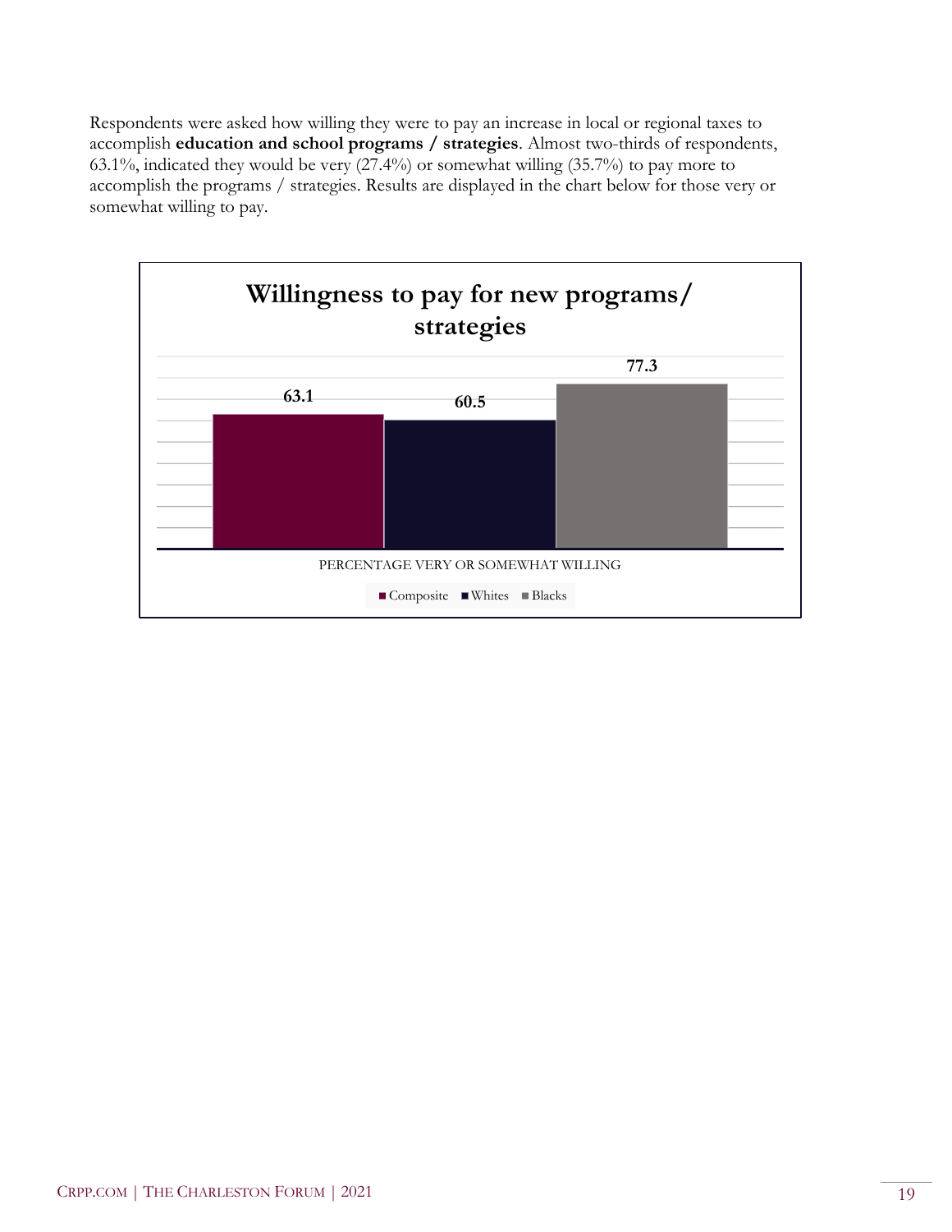Respondents were asked how willing they were to pay an increase in local or regional taxes to accomplish **education and school programs / strategies**. Almost two-thirds of respondents, 63.1%, indicated they would be very (27.4%) or somewhat willing (35.7%) to pay more to accomplish the programs / strategies. Results are displayed in the chart below for those very or somewhat willing to pay.

**Willingness to pay for new programs/ strategies**

| | Composite | Whites | Blacks |
|---|---|---|---|
| PERCENTAGE VERY OR SOMEWHAT WILLING | 63.1 | 60.5 | 77.3 |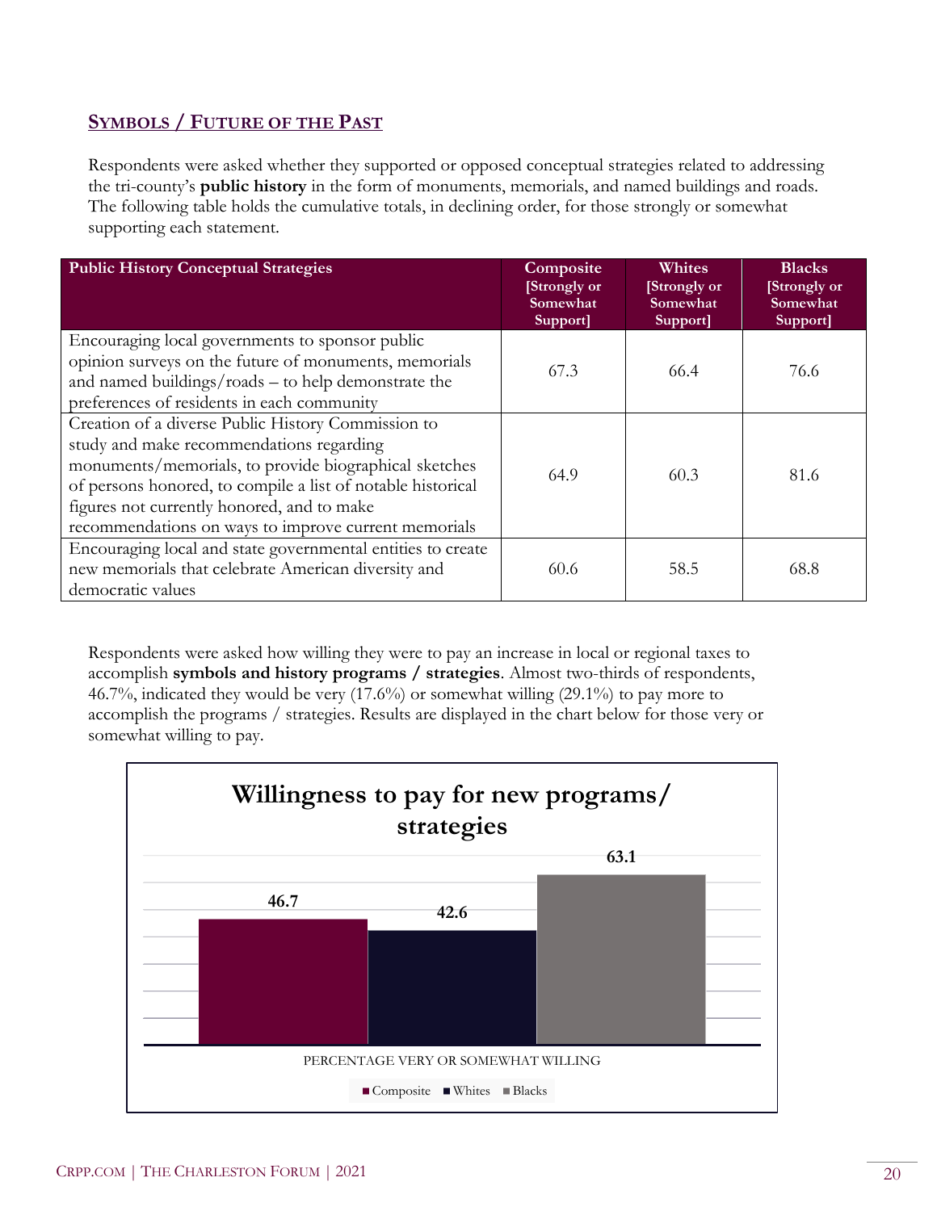## SYMBOLS / FUTURE OF THE PAST

Respondents were asked whether they supported or opposed conceptual strategies related to addressing the tri-county's **public history** in the form of monuments, memorials, and named buildings and roads. The following table holds the cumulative totals, in declining order, for those strongly or somewhat supporting each statement.

| Public History Conceptual Strategies | Composite [Strongly or Somewhat Support] | Whites [Strongly or Somewhat Support] | Blacks [Strongly or Somewhat Support] |
|---|---|---|---|
| Encouraging local governments to sponsor public opinion surveys on the future of monuments, memorials and named buildings/roads – to help demonstrate the preferences of residents in each community | 67.3 | 66.4 | 76.6 |
| Creation of a diverse Public History Commission to study and make recommendations regarding monuments/memorials, to provide biographical sketches of persons honored, to compile a list of notable historical figures not currently honored, and to make recommendations on ways to improve current memorials | 64.9 | 60.3 | 81.6 |
| Encouraging local and state governmental entities to create new memorials that celebrate American diversity and democratic values | 60.6 | 58.5 | 68.8 |

Respondents were asked how willing they were to pay an increase in local or regional taxes to accomplish **symbols and history programs / strategies**. Almost two-thirds of respondents, 46.7%, indicated they would be very (17.6%) or somewhat willing (29.1%) to pay more to accomplish the programs / strategies. Results are displayed in the chart below for those very or somewhat willing to pay.

**Willingness to pay for new programs/ strategies**

| PERCENTAGE VERY OR SOMEWHAT WILLING | Composite | Whites | Blacks |
|---|---|---|---|
| | 46.7 | 42.6 | 63.1 |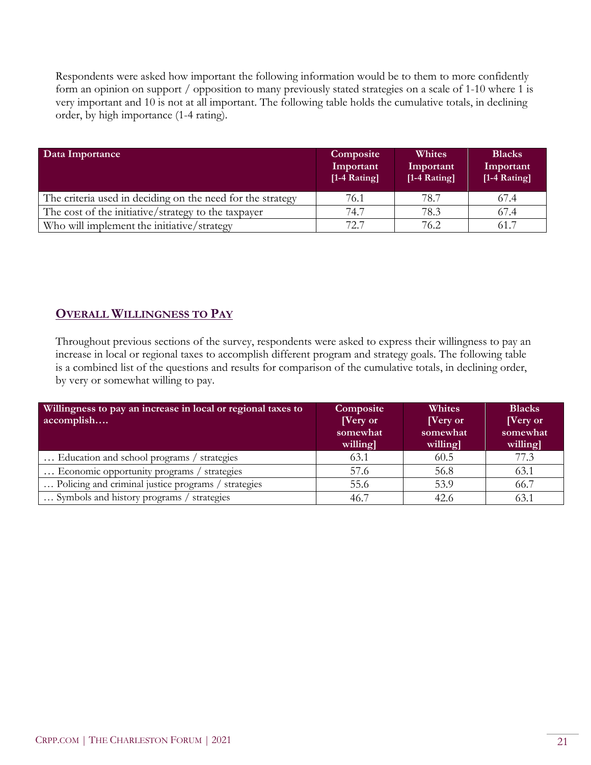Respondents were asked how important the following information would be to them to more confidently form an opinion on support / opposition to many previously stated strategies on a scale of 1-10 where 1 is very important and 10 is not at all important. The following table holds the cumulative totals, in declining order, by high importance (1-4 rating).

| Data Importance | Composite Important [1-4 Rating] | Whites Important [1-4 Rating] | Blacks Important [1-4 Rating] |
|---|---|---|---|
| The criteria used in deciding on the need for the strategy | 76.1 | 78.7 | 67.4 |
| The cost of the initiative/strategy to the taxpayer | 74.7 | 78.3 | 67.4 |
| Who will implement the initiative/strategy | 72.7 | 76.2 | 61.7 |

## Overall Willingness to Pay

Throughout previous sections of the survey, respondents were asked to express their willingness to pay an increase in local or regional taxes to accomplish different program and strategy goals. The following table is a combined list of the questions and results for comparison of the cumulative totals, in declining order, by very or somewhat willing to pay.

| Willingness to pay an increase in local or regional taxes to accomplish…. | Composite [Very or somewhat willing] | Whites [Very or somewhat willing] | Blacks [Very or somewhat willing] |
|---|---|---|---|
| … Education and school programs / strategies | 63.1 | 60.5 | 77.3 |
| … Economic opportunity programs / strategies | 57.6 | 56.8 | 63.1 |
| … Policing and criminal justice programs / strategies | 55.6 | 53.9 | 66.7 |
| … Symbols and history programs / strategies | 46.7 | 42.6 | 63.1 |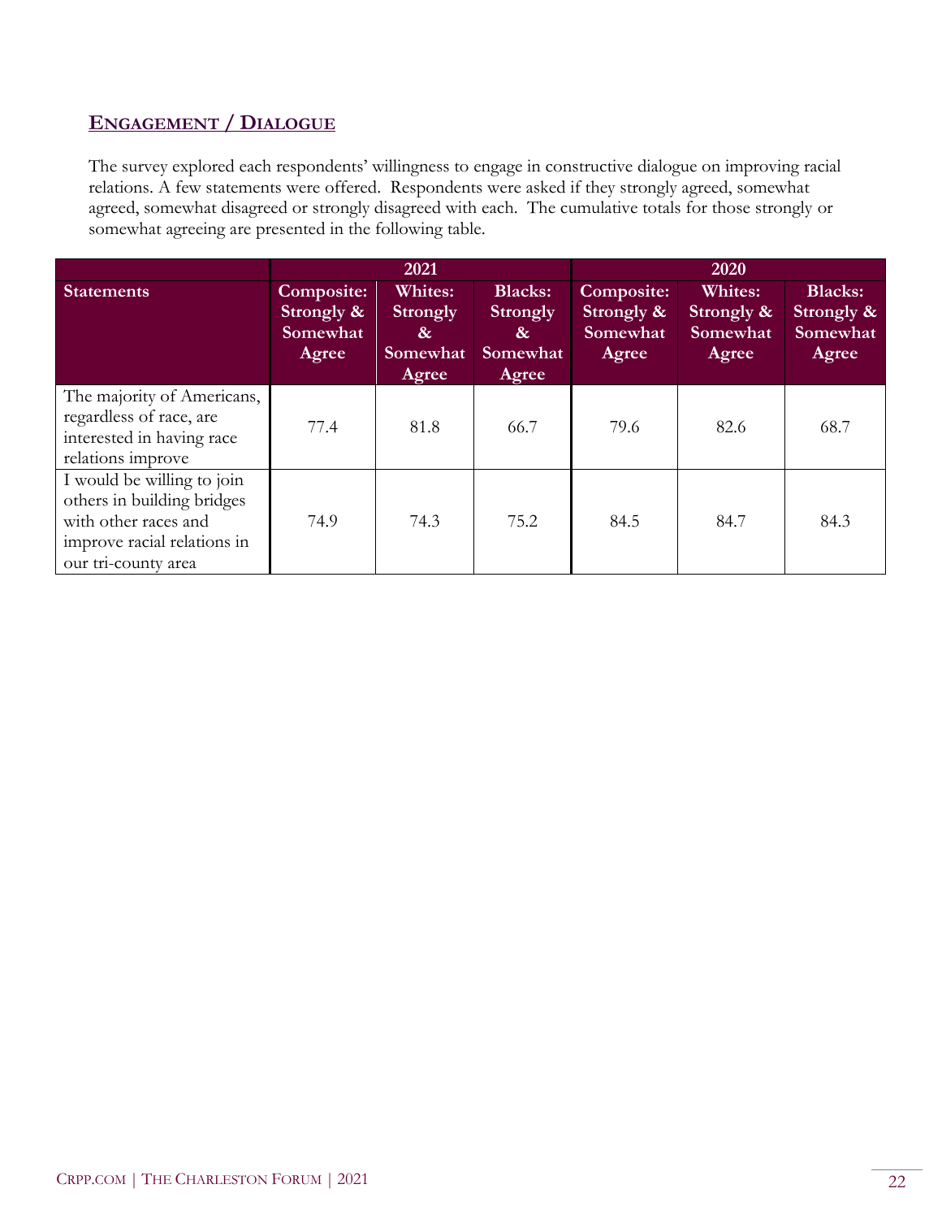## ENGAGEMENT / DIALOGUE

The survey explored each respondents' willingness to engage in constructive dialogue on improving racial relations. A few statements were offered. Respondents were asked if they strongly agreed, somewhat agreed, somewhat disagreed or strongly disagreed with each. The cumulative totals for those strongly or somewhat agreeing are presented in the following table.

| | 2021 | | | 2020 | | |
|---|---|---|---|---|---|---|
| **Statements** | **Composite: Strongly & Somewhat Agree** | **Whites: Strongly & Somewhat Agree** | **Blacks: Strongly & Somewhat Agree** | **Composite: Strongly & Somewhat Agree** | **Whites: Strongly & Somewhat Agree** | **Blacks: Strongly & Somewhat Agree** |
| The majority of Americans, regardless of race, are interested in having race relations improve | 77.4 | 81.8 | 66.7 | 79.6 | 82.6 | 68.7 |
| I would be willing to join others in building bridges with other races and improve racial relations in our tri-county area | 74.9 | 74.3 | 75.2 | 84.5 | 84.7 | 84.3 |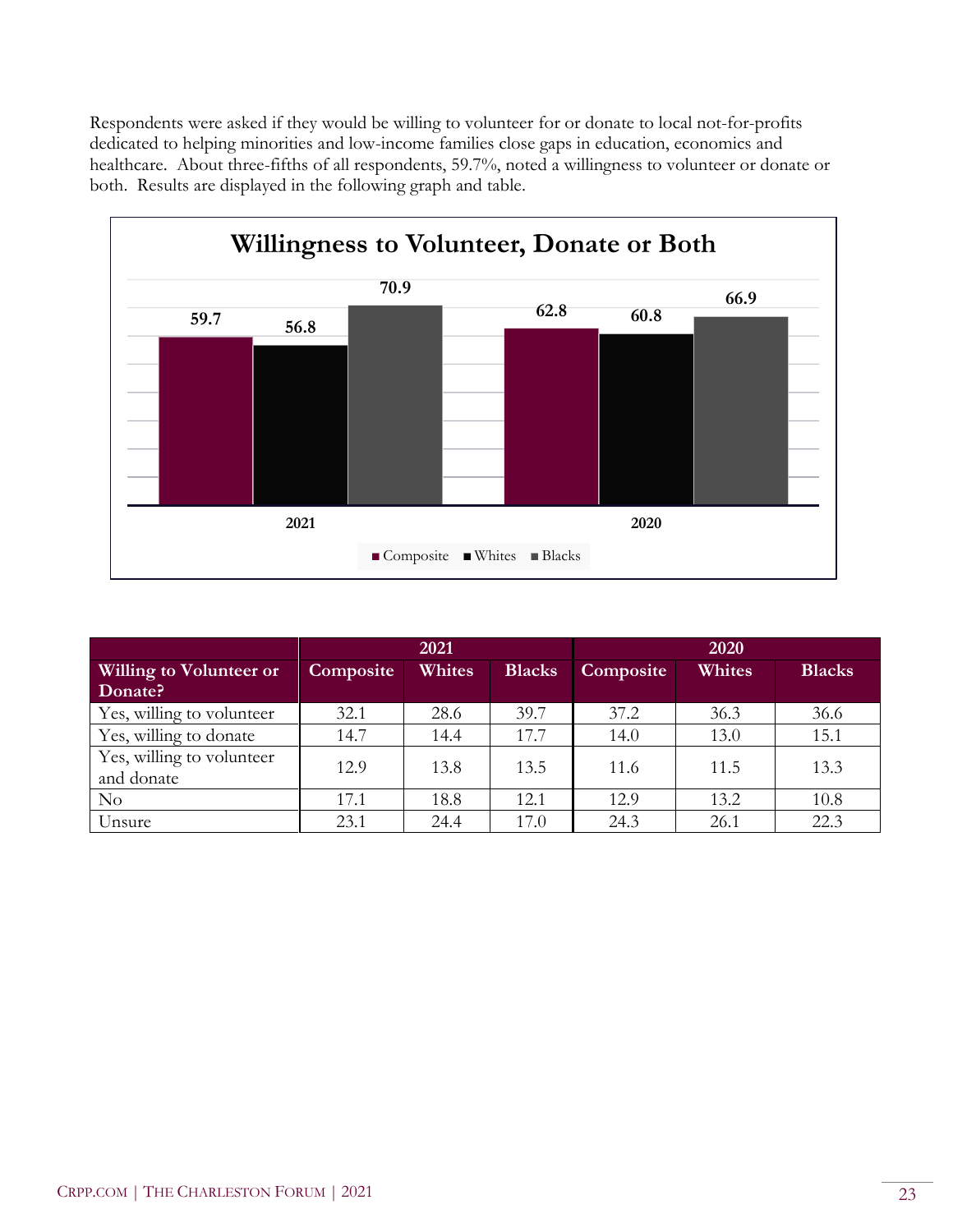Respondents were asked if they would be willing to volunteer for or donate to local not-for-profits dedicated to helping minorities and low-income families close gaps in education, economics and healthcare. About three-fifths of all respondents, 59.7%, noted a willingness to volunteer or donate or both. Results are displayed in the following graph and table.

**Willingness to Volunteer, Donate or Both**

| | Composite | Whites | Blacks |
|---|---|---|---|
| 2021 | 59.7 | 56.8 | 70.9 |
| 2020 | 62.8 | 60.8 | 66.9 |

| Willing to Volunteer or Donate? | 2021 | | | 2020 | | |
|---|---|---|---|---|---|---|
| | Composite | Whites | Blacks | Composite | Whites | Blacks |
| Yes, willing to volunteer | 32.1 | 28.6 | 39.7 | 37.2 | 36.3 | 36.6 |
| Yes, willing to donate | 14.7 | 14.4 | 17.7 | 14.0 | 13.0 | 15.1 |
| Yes, willing to volunteer and donate | 12.9 | 13.8 | 13.5 | 11.6 | 11.5 | 13.3 |
| No | 17.1 | 18.8 | 12.1 | 12.9 | 13.2 | 10.8 |
| Unsure | 23.1 | 24.4 | 17.0 | 24.3 | 26.1 | 22.3 |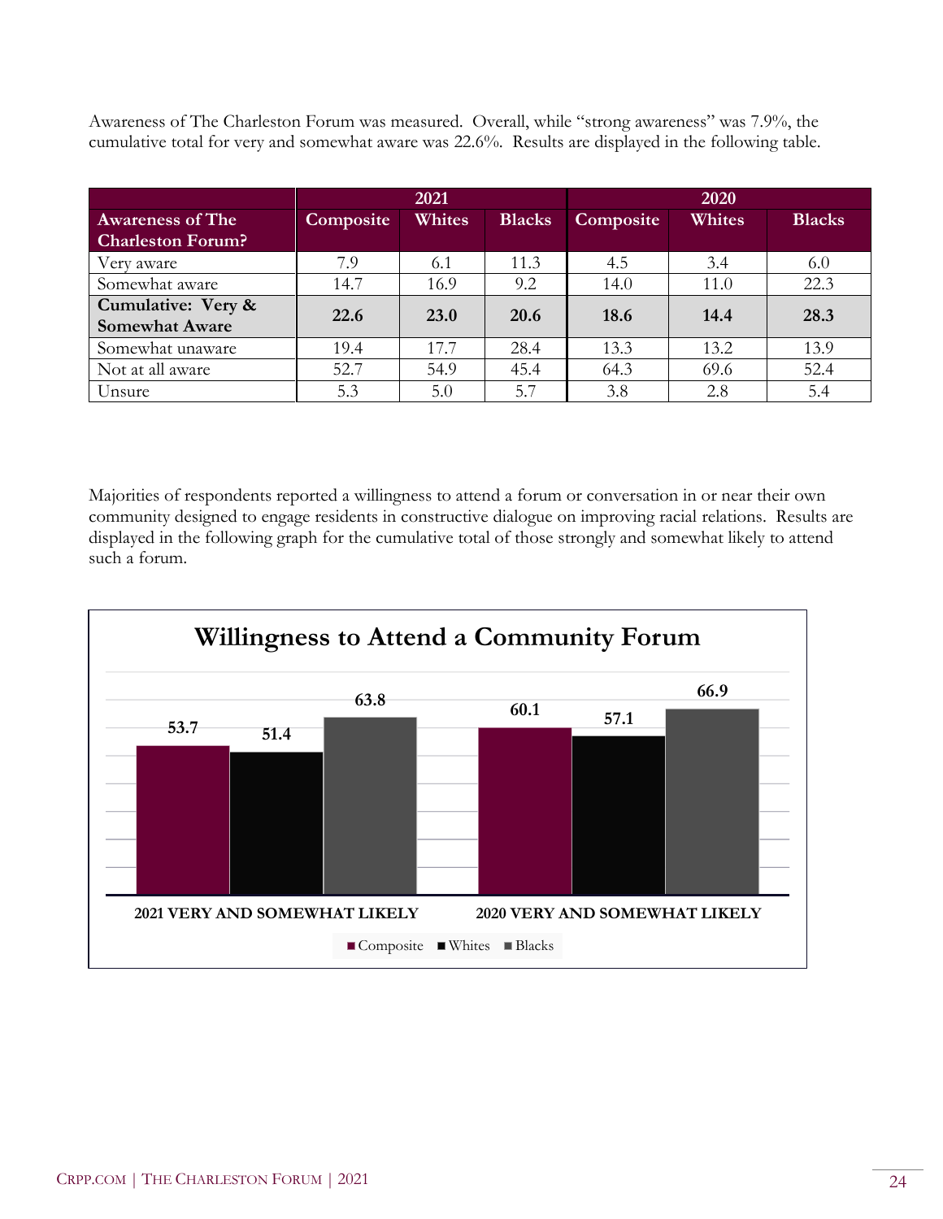Awareness of The Charleston Forum was measured. Overall, while "strong awareness" was 7.9%, the cumulative total for very and somewhat aware was 22.6%. Results are displayed in the following table.

| | 2021 | | | 2020 | | |
|---|---|---|---|---|---|---|
| **Awareness of The Charleston Forum?** | **Composite** | **Whites** | **Blacks** | **Composite** | **Whites** | **Blacks** |
| Very aware | 7.9 | 6.1 | 11.3 | 4.5 | 3.4 | 6.0 |
| Somewhat aware | 14.7 | 16.9 | 9.2 | 14.0 | 11.0 | 22.3 |
| **Cumulative: Very & Somewhat Aware** | **22.6** | **23.0** | **20.6** | **18.6** | **14.4** | **28.3** |
| Somewhat unaware | 19.4 | 17.7 | 28.4 | 13.3 | 13.2 | 13.9 |
| Not at all aware | 52.7 | 54.9 | 45.4 | 64.3 | 69.6 | 52.4 |
| Unsure | 5.3 | 5.0 | 5.7 | 3.8 | 2.8 | 5.4 |

Majorities of respondents reported a willingness to attend a forum or conversation in or near their own community designed to engage residents in constructive dialogue on improving racial relations. Results are displayed in the following graph for the cumulative total of those strongly and somewhat likely to attend such a forum.

**Willingness to Attend a Community Forum**

| | Composite | Whites | Blacks |
|---|---|---|---|
| 2021 VERY AND SOMEWHAT LIKELY | 53.7 | 51.4 | 63.8 |
| 2020 VERY AND SOMEWHAT LIKELY | 60.1 | 57.1 | 66.9 |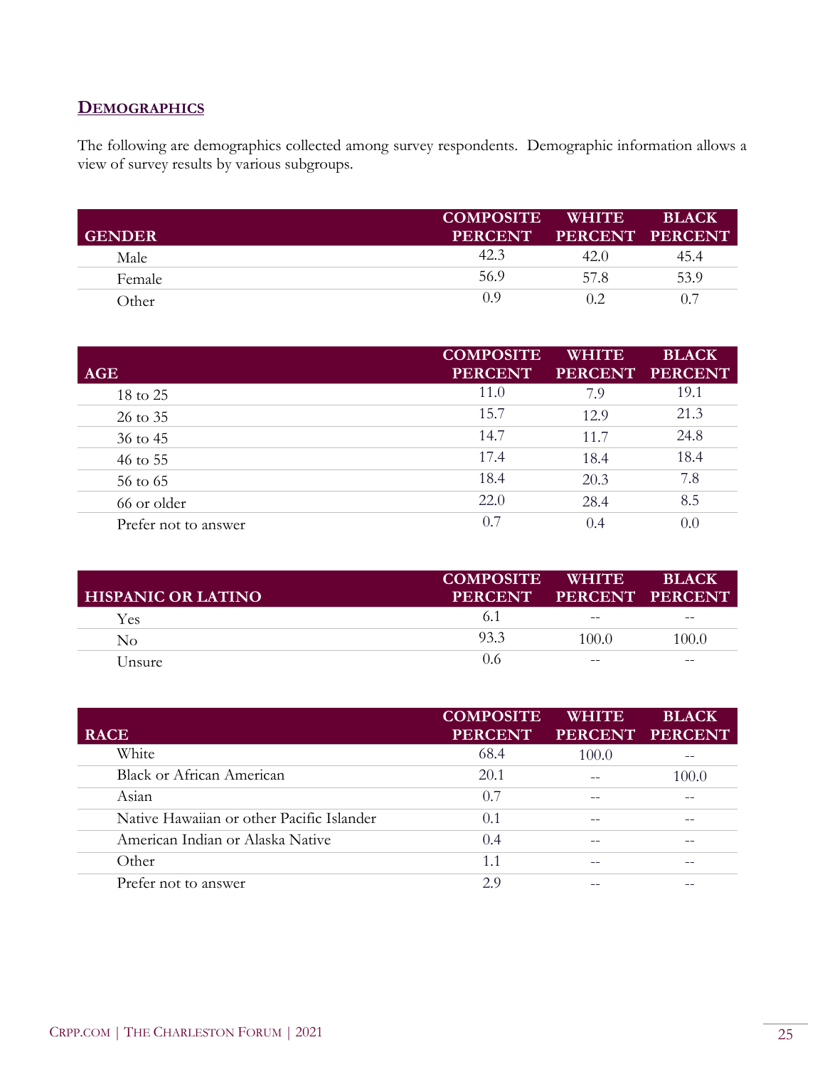## DEMOGRAPHICS

The following are demographics collected among survey respondents. Demographic information allows a view of survey results by various subgroups.

| GENDER | COMPOSITE PERCENT | WHITE PERCENT | BLACK PERCENT |
|---|---|---|---|
| Male | 42.3 | 42.0 | 45.4 |
| Female | 56.9 | 57.8 | 53.9 |
| Other | 0.9 | 0.2 | 0.7 |

| AGE | COMPOSITE PERCENT | WHITE PERCENT | BLACK PERCENT |
|---|---|---|---|
| 18 to 25 | 11.0 | 7.9 | 19.1 |
| 26 to 35 | 15.7 | 12.9 | 21.3 |
| 36 to 45 | 14.7 | 11.7 | 24.8 |
| 46 to 55 | 17.4 | 18.4 | 18.4 |
| 56 to 65 | 18.4 | 20.3 | 7.8 |
| 66 or older | 22.0 | 28.4 | 8.5 |
| Prefer not to answer | 0.7 | 0.4 | 0.0 |

| HISPANIC OR LATINO | COMPOSITE PERCENT | WHITE PERCENT | BLACK PERCENT |
|---|---|---|---|
| Yes | 6.1 | -- | -- |
| No | 93.3 | 100.0 | 100.0 |
| Unsure | 0.6 | -- | -- |

| RACE | COMPOSITE PERCENT | WHITE PERCENT | BLACK PERCENT |
|---|---|---|---|
| White | 68.4 | 100.0 | -- |
| Black or African American | 20.1 | -- | 100.0 |
| Asian | 0.7 | -- | -- |
| Native Hawaiian or other Pacific Islander | 0.1 | -- | -- |
| American Indian or Alaska Native | 0.4 | -- | -- |
| Other | 1.1 | -- | -- |
| Prefer not to answer | 2.9 | -- | -- |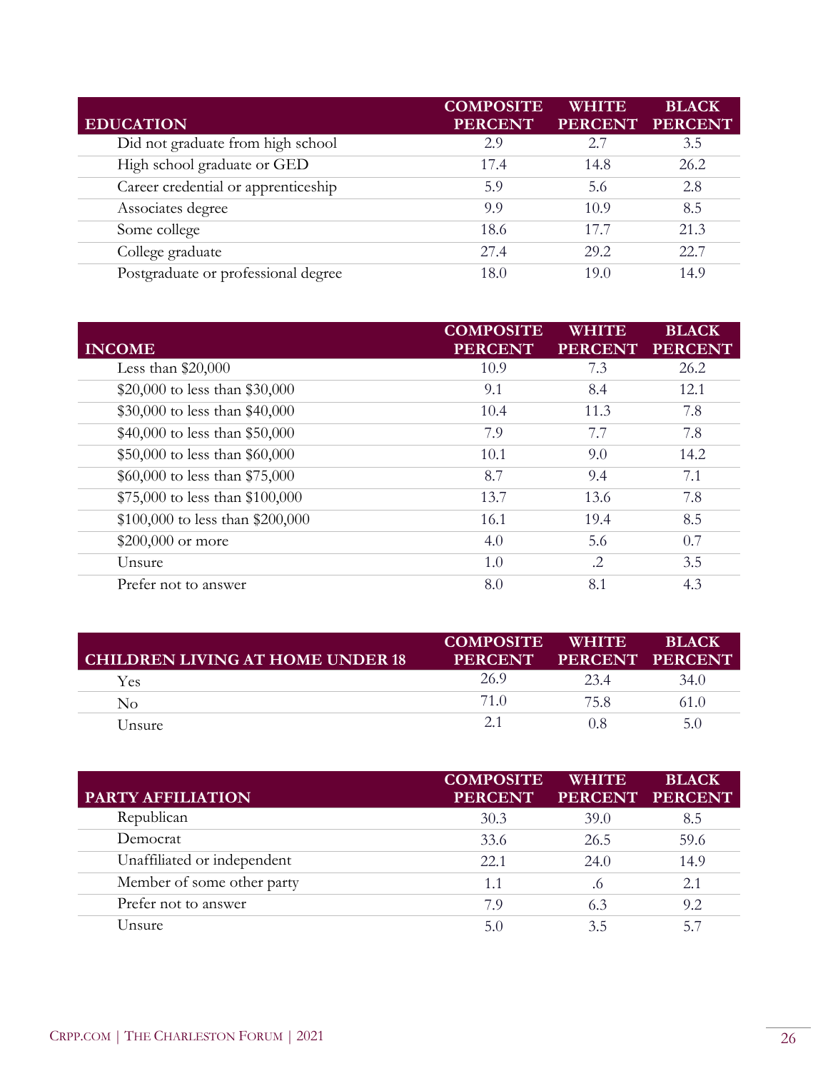| EDUCATION | COMPOSITE PERCENT | WHITE PERCENT | BLACK PERCENT |
|---|---|---|---|
| Did not graduate from high school | 2.9 | 2.7 | 3.5 |
| High school graduate or GED | 17.4 | 14.8 | 26.2 |
| Career credential or apprenticeship | 5.9 | 5.6 | 2.8 |
| Associates degree | 9.9 | 10.9 | 8.5 |
| Some college | 18.6 | 17.7 | 21.3 |
| College graduate | 27.4 | 29.2 | 22.7 |
| Postgraduate or professional degree | 18.0 | 19.0 | 14.9 |

| INCOME | COMPOSITE PERCENT | WHITE PERCENT | BLACK PERCENT |
|---|---|---|---|
| Less than $20,000 | 10.9 | 7.3 | 26.2 |
| $20,000 to less than $30,000 | 9.1 | 8.4 | 12.1 |
| $30,000 to less than $40,000 | 10.4 | 11.3 | 7.8 |
| $40,000 to less than $50,000 | 7.9 | 7.7 | 7.8 |
| $50,000 to less than $60,000 | 10.1 | 9.0 | 14.2 |
| $60,000 to less than $75,000 | 8.7 | 9.4 | 7.1 |
| $75,000 to less than $100,000 | 13.7 | 13.6 | 7.8 |
| $100,000 to less than $200,000 | 16.1 | 19.4 | 8.5 |
| $200,000 or more | 4.0 | 5.6 | 0.7 |
| Unsure | 1.0 | .2 | 3.5 |
| Prefer not to answer | 8.0 | 8.1 | 4.3 |

| CHILDREN LIVING AT HOME UNDER 18 | COMPOSITE PERCENT | WHITE PERCENT | BLACK PERCENT |
|---|---|---|---|
| Yes | 26.9 | 23.4 | 34.0 |
| No | 71.0 | 75.8 | 61.0 |
| Unsure | 2.1 | 0.8 | 5.0 |

| PARTY AFFILIATION | COMPOSITE PERCENT | WHITE PERCENT | BLACK PERCENT |
|---|---|---|---|
| Republican | 30.3 | 39.0 | 8.5 |
| Democrat | 33.6 | 26.5 | 59.6 |
| Unaffiliated or independent | 22.1 | 24.0 | 14.9 |
| Member of some other party | 1.1 | .6 | 2.1 |
| Prefer not to answer | 7.9 | 6.3 | 9.2 |
| Unsure | 5.0 | 3.5 | 5.7 |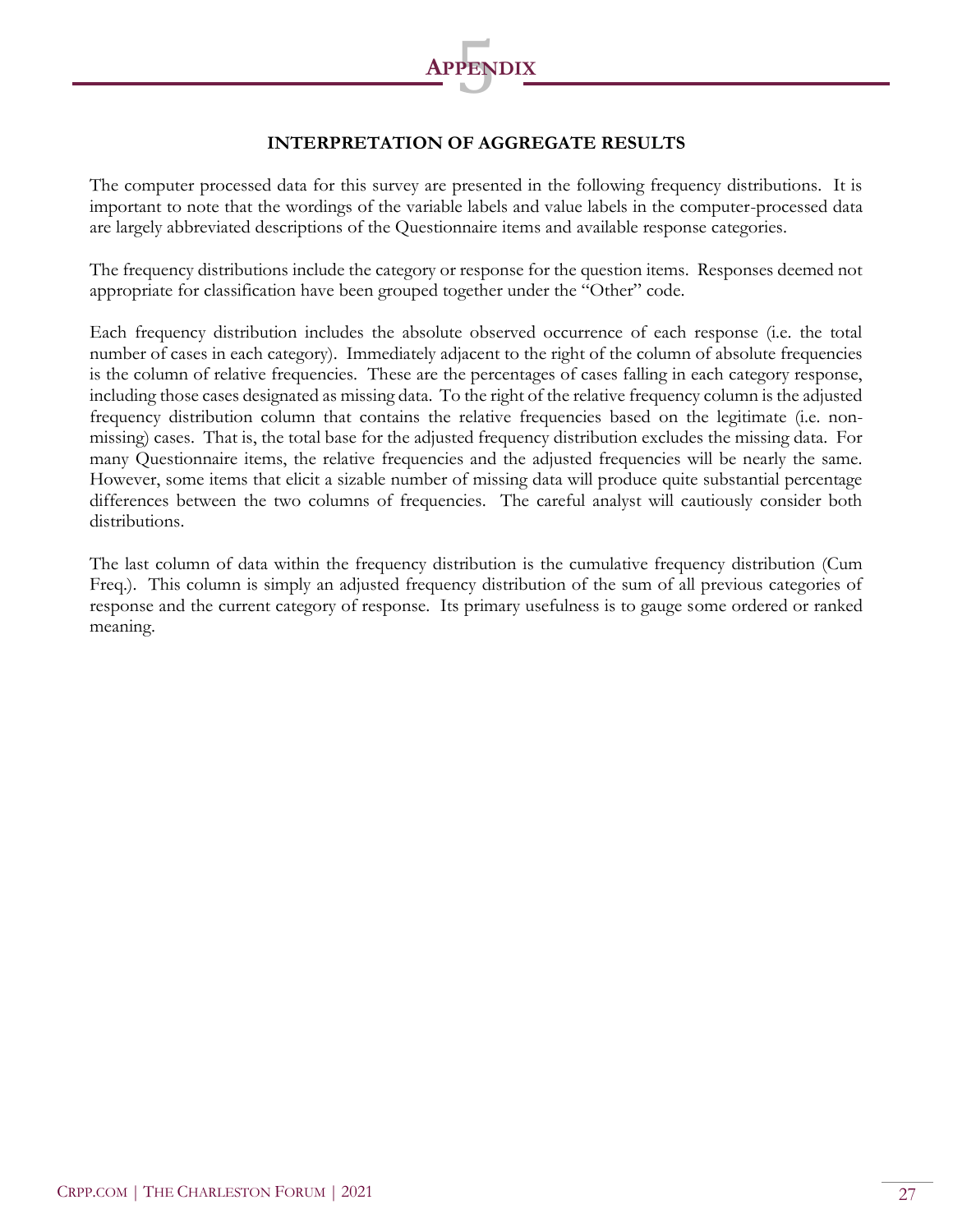# APPENDIX 5

## INTERPRETATION OF AGGREGATE RESULTS

The computer processed data for this survey are presented in the following frequency distributions. It is important to note that the wordings of the variable labels and value labels in the computer-processed data are largely abbreviated descriptions of the Questionnaire items and available response categories.

The frequency distributions include the category or response for the question items. Responses deemed not appropriate for classification have been grouped together under the "Other" code.

Each frequency distribution includes the absolute observed occurrence of each response (i.e. the total number of cases in each category). Immediately adjacent to the right of the column of absolute frequencies is the column of relative frequencies. These are the percentages of cases falling in each category response, including those cases designated as missing data. To the right of the relative frequency column is the adjusted frequency distribution column that contains the relative frequencies based on the legitimate (i.e. non-missing) cases. That is, the total base for the adjusted frequency distribution excludes the missing data. For many Questionnaire items, the relative frequencies and the adjusted frequencies will be nearly the same. However, some items that elicit a sizable number of missing data will produce quite substantial percentage differences between the two columns of frequencies. The careful analyst will cautiously consider both distributions.

The last column of data within the frequency distribution is the cumulative frequency distribution (Cum Freq.). This column is simply an adjusted frequency distribution of the sum of all previous categories of response and the current category of response. Its primary usefulness is to gauge some ordered or ranked meaning.